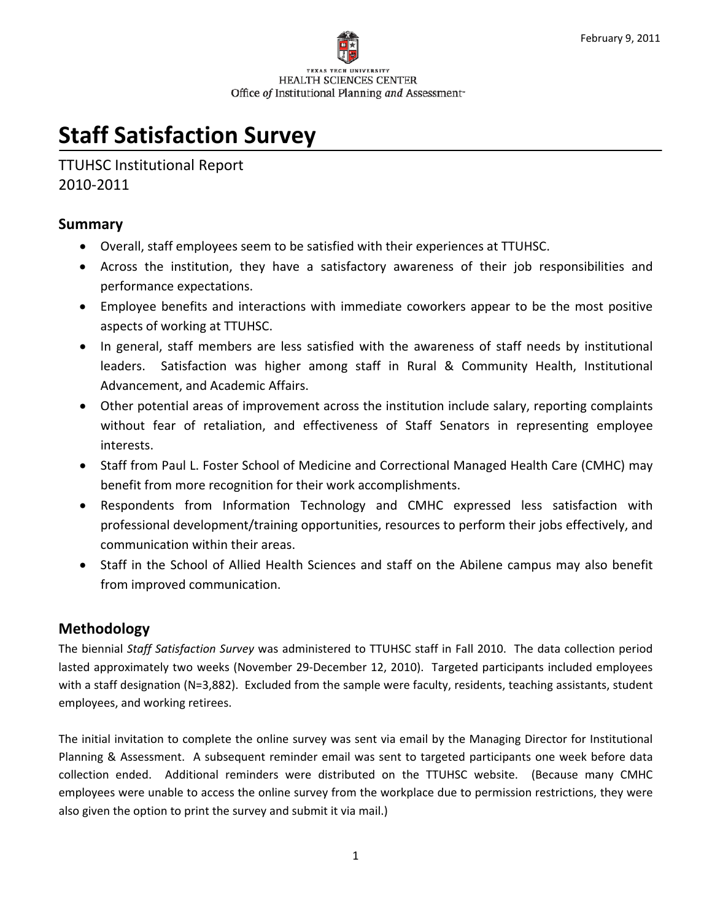February 9, 2011

TEXAS TECH UNIVERSITY
HEALTH SCIENCES CENTER
Office *of* Institutional Planning *and* Assessment

# Staff Satisfaction Survey

TTUHSC Institutional Report
2010-2011

## Summary

- Overall, staff employees seem to be satisfied with their experiences at TTUHSC.
- Across the institution, they have a satisfactory awareness of their job responsibilities and performance expectations.
- Employee benefits and interactions with immediate coworkers appear to be the most positive aspects of working at TTUHSC.
- In general, staff members are less satisfied with the awareness of staff needs by institutional leaders. Satisfaction was higher among staff in Rural & Community Health, Institutional Advancement, and Academic Affairs.
- Other potential areas of improvement across the institution include salary, reporting complaints without fear of retaliation, and effectiveness of Staff Senators in representing employee interests.
- Staff from Paul L. Foster School of Medicine and Correctional Managed Health Care (CMHC) may benefit from more recognition for their work accomplishments.
- Respondents from Information Technology and CMHC expressed less satisfaction with professional development/training opportunities, resources to perform their jobs effectively, and communication within their areas.
- Staff in the School of Allied Health Sciences and staff on the Abilene campus may also benefit from improved communication.

## Methodology

The biennial *Staff Satisfaction Survey* was administered to TTUHSC staff in Fall 2010. The data collection period lasted approximately two weeks (November 29-December 12, 2010). Targeted participants included employees with a staff designation (N=3,882). Excluded from the sample were faculty, residents, teaching assistants, student employees, and working retirees.

The initial invitation to complete the online survey was sent via email by the Managing Director for Institutional Planning & Assessment. A subsequent reminder email was sent to targeted participants one week before data collection ended. Additional reminders were distributed on the TTUHSC website. (Because many CMHC employees were unable to access the online survey from the workplace due to permission restrictions, they were also given the option to print the survey and submit it via mail.)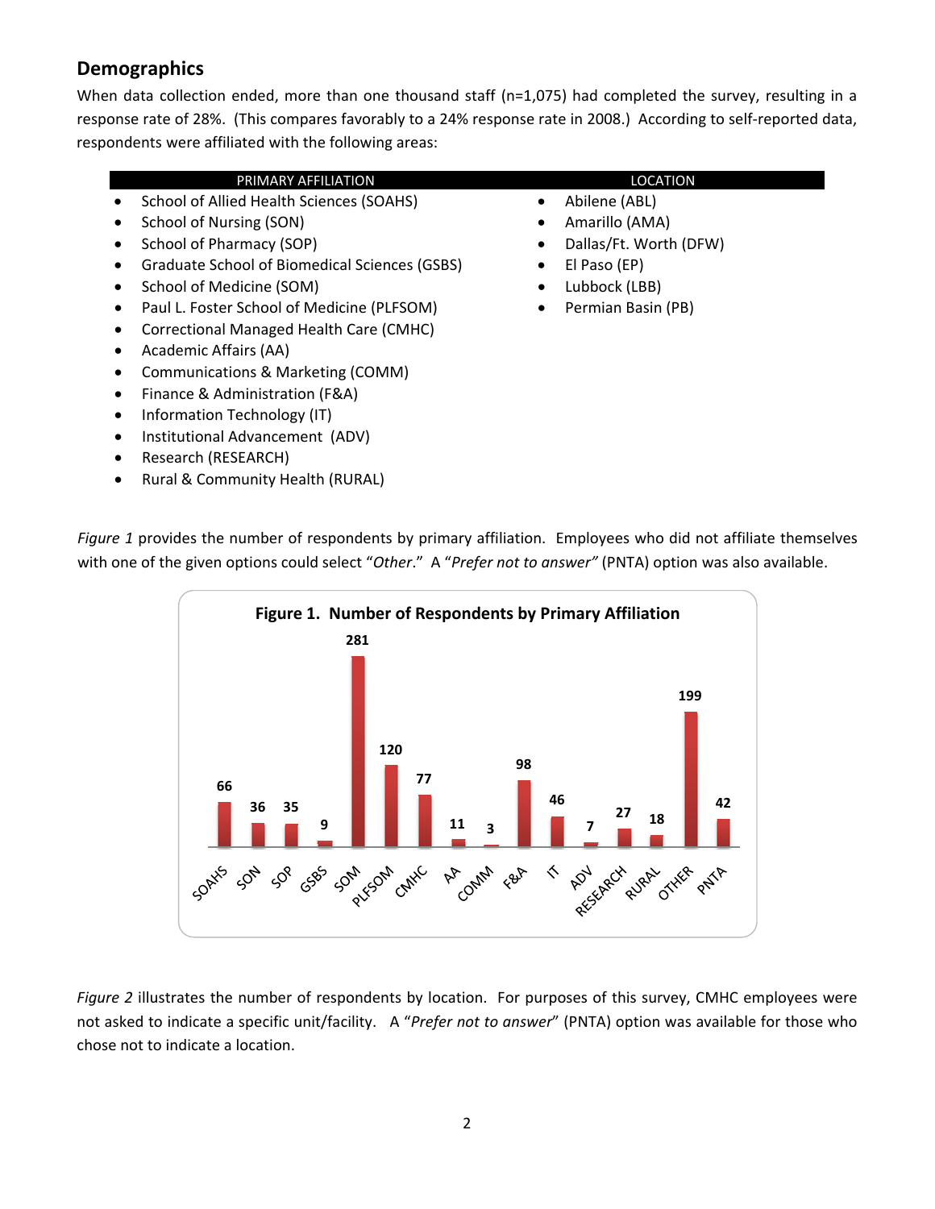## Demographics

When data collection ended, more than one thousand staff (n=1,075) had completed the survey, resulting in a response rate of 28%. (This compares favorably to a 24% response rate in 2008.) According to self-reported data, respondents were affiliated with the following areas:

**PRIMARY AFFILIATION**

- School of Allied Health Sciences (SOAHS)
- School of Nursing (SON)
- School of Pharmacy (SOP)
- Graduate School of Biomedical Sciences (GSBS)
- School of Medicine (SOM)
- Paul L. Foster School of Medicine (PLFSOM)
- Correctional Managed Health Care (CMHC)
- Academic Affairs (AA)
- Communications & Marketing (COMM)
- Finance & Administration (F&A)
- Information Technology (IT)
- Institutional Advancement (ADV)
- Research (RESEARCH)
- Rural & Community Health (RURAL)

**LOCATION**

- Abilene (ABL)
- Amarillo (AMA)
- Dallas/Ft. Worth (DFW)
- El Paso (EP)
- Lubbock (LBB)
- Permian Basin (PB)

*Figure 1* provides the number of respondents by primary affiliation. Employees who did not affiliate themselves with one of the given options could select "*Other*." A "*Prefer not to answer"* (PNTA) option was also available.

**Figure 1. Number of Respondents by Primary Affiliation**

| Affiliation | Number of Respondents |
|---|---|
| SOAHS | 66 |
| SON | 36 |
| SOP | 35 |
| GSBS | 9 |
| SOM | 281 |
| PLFSOM | 120 |
| CMHC | 77 |
| AA | 11 |
| COMM | 3 |
| F&A | 98 |
| IT | 46 |
| ADV | 7 |
| RESEARCH | 27 |
| RURAL | 18 |
| OTHER | 199 |
| PNTA | 42 |

*Figure 2* illustrates the number of respondents by location. For purposes of this survey, CMHC employees were not asked to indicate a specific unit/facility. A "*Prefer not to answer*" (PNTA) option was available for those who chose not to indicate a location.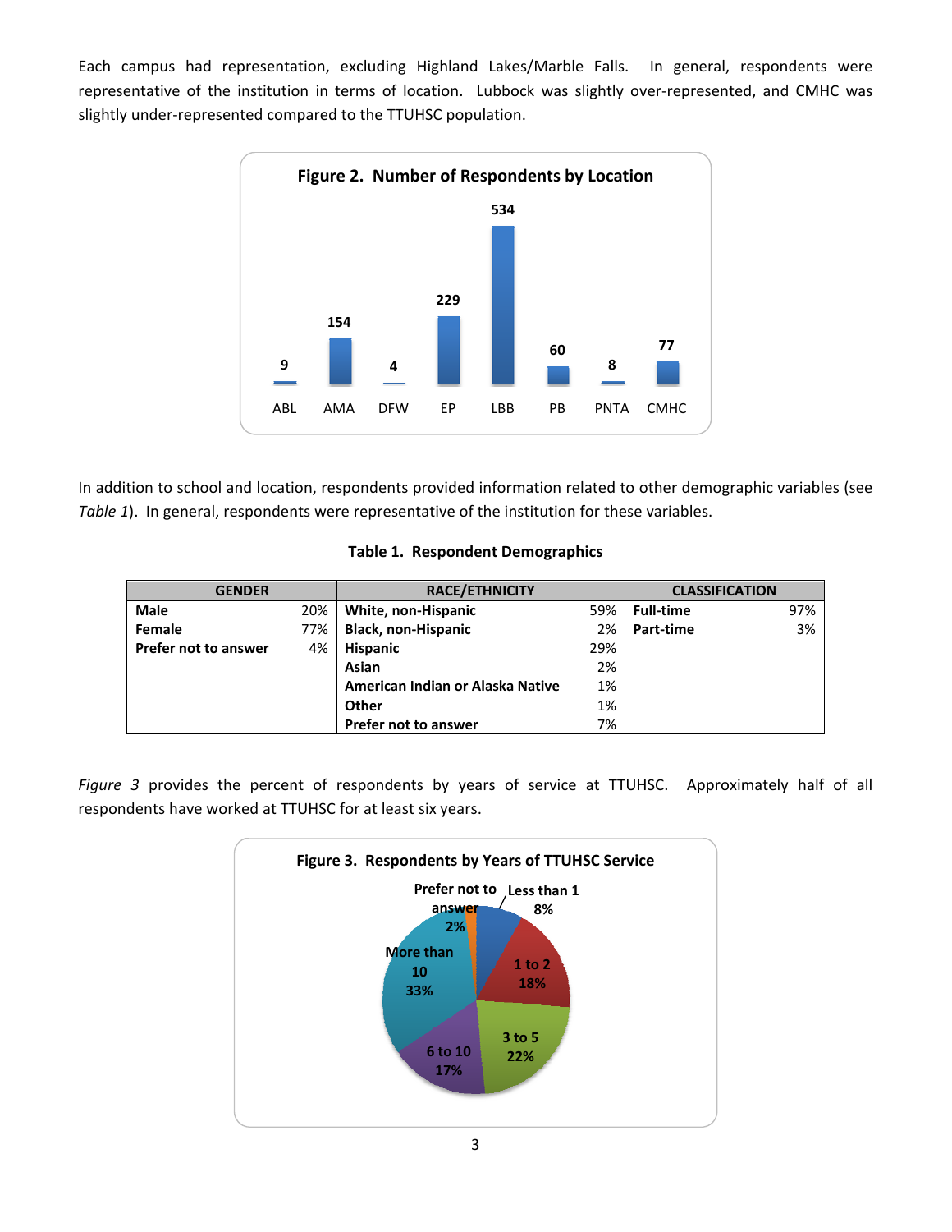Each campus had representation, excluding Highland Lakes/Marble Falls. In general, respondents were representative of the institution in terms of location. Lubbock was slightly over-represented, and CMHC was slightly under-represented compared to the TTUHSC population.

**Figure 2. Number of Respondents by Location**

| ABL | AMA | DFW | EP | LBB | PB | PNTA | CMHC |
|---|---|---|---|---|---|---|---|
| 9 | 154 | 4 | 229 | 534 | 60 | 8 | 77 |

In addition to school and location, respondents provided information related to other demographic variables (see *Table 1*). In general, respondents were representative of the institution for these variables.

**Table 1. Respondent Demographics**

| GENDER | | RACE/ETHNICITY | | CLASSIFICATION | |
|---|---|---|---|---|---|
| **Male** | 20% | **White, non-Hispanic** | 59% | **Full-time** | 97% |
| **Female** | 77% | **Black, non-Hispanic** | 2% | **Part-time** | 3% |
| **Prefer not to answer** | 4% | **Hispanic** | 29% | | |
| | | **Asian** | 2% | | |
| | | **American Indian or Alaska Native** | 1% | | |
| | | **Other** | 1% | | |
| | | **Prefer not to answer** | 7% | | |

*Figure 3* provides the percent of respondents by years of service at TTUHSC. Approximately half of all respondents have worked at TTUHSC for at least six years.

**Figure 3. Respondents by Years of TTUHSC Service**

| Years of Service | Percent |
|---|---|
| Less than 1 | 8% |
| 1 to 2 | 18% |
| 3 to 5 | 22% |
| 6 to 10 | 17% |
| More than 10 | 33% |
| Prefer not to answer | 2% |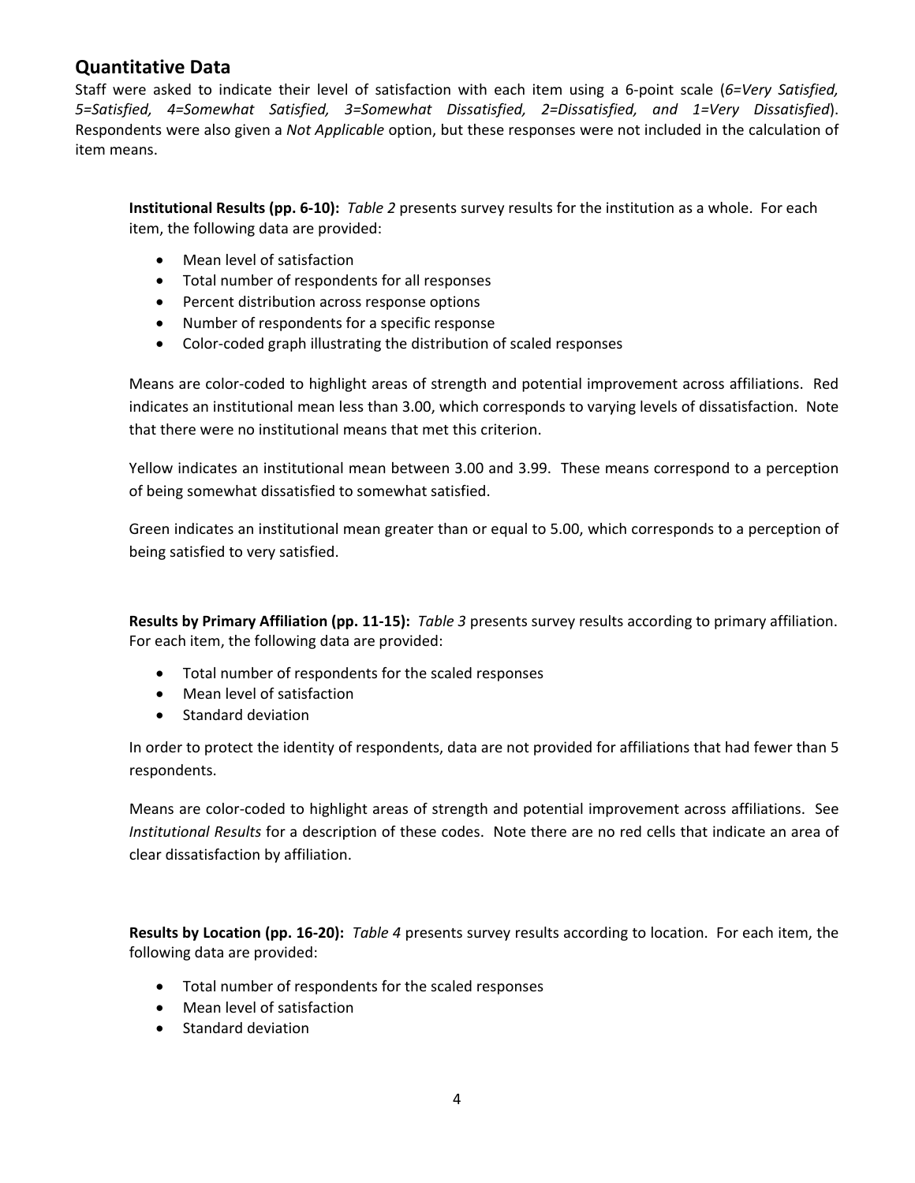## Quantitative Data

Staff were asked to indicate their level of satisfaction with each item using a 6-point scale (*6=Very Satisfied, 5=Satisfied, 4=Somewhat Satisfied, 3=Somewhat Dissatisfied, 2=Dissatisfied, and 1=Very Dissatisfied*). Respondents were also given a *Not Applicable* option, but these responses were not included in the calculation of item means.

**Institutional Results (pp. 6-10):** *Table 2* presents survey results for the institution as a whole. For each item, the following data are provided:

- Mean level of satisfaction
- Total number of respondents for all responses
- Percent distribution across response options
- Number of respondents for a specific response
- Color-coded graph illustrating the distribution of scaled responses

Means are color-coded to highlight areas of strength and potential improvement across affiliations. Red indicates an institutional mean less than 3.00, which corresponds to varying levels of dissatisfaction. Note that there were no institutional means that met this criterion.

Yellow indicates an institutional mean between 3.00 and 3.99. These means correspond to a perception of being somewhat dissatisfied to somewhat satisfied.

Green indicates an institutional mean greater than or equal to 5.00, which corresponds to a perception of being satisfied to very satisfied.

**Results by Primary Affiliation (pp. 11-15):** *Table 3* presents survey results according to primary affiliation. For each item, the following data are provided:

- Total number of respondents for the scaled responses
- Mean level of satisfaction
- Standard deviation

In order to protect the identity of respondents, data are not provided for affiliations that had fewer than 5 respondents.

Means are color-coded to highlight areas of strength and potential improvement across affiliations. See *Institutional Results* for a description of these codes. Note there are no red cells that indicate an area of clear dissatisfaction by affiliation.

**Results by Location (pp. 16-20):** *Table 4* presents survey results according to location. For each item, the following data are provided:

- Total number of respondents for the scaled responses
- Mean level of satisfaction
- Standard deviation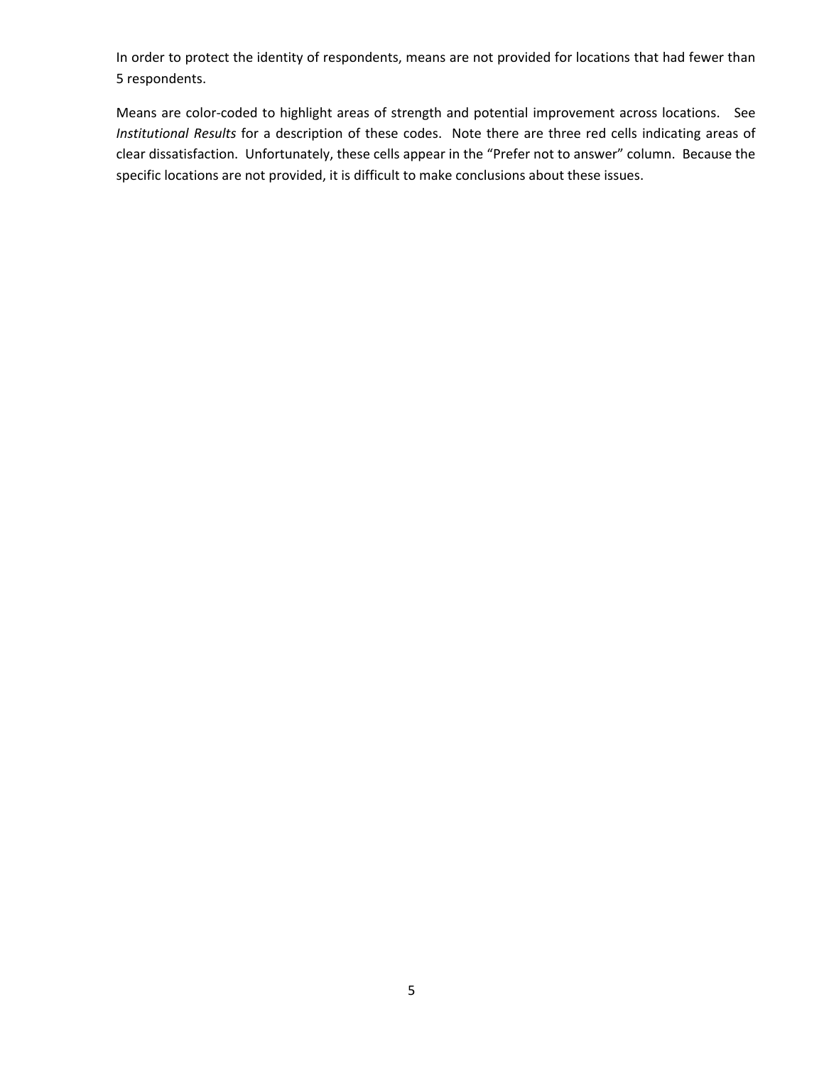In order to protect the identity of respondents, means are not provided for locations that had fewer than 5 respondents.

Means are color-coded to highlight areas of strength and potential improvement across locations. See *Institutional Results* for a description of these codes. Note there are three red cells indicating areas of clear dissatisfaction. Unfortunately, these cells appear in the "Prefer not to answer" column. Because the specific locations are not provided, it is difficult to make conclusions about these issues.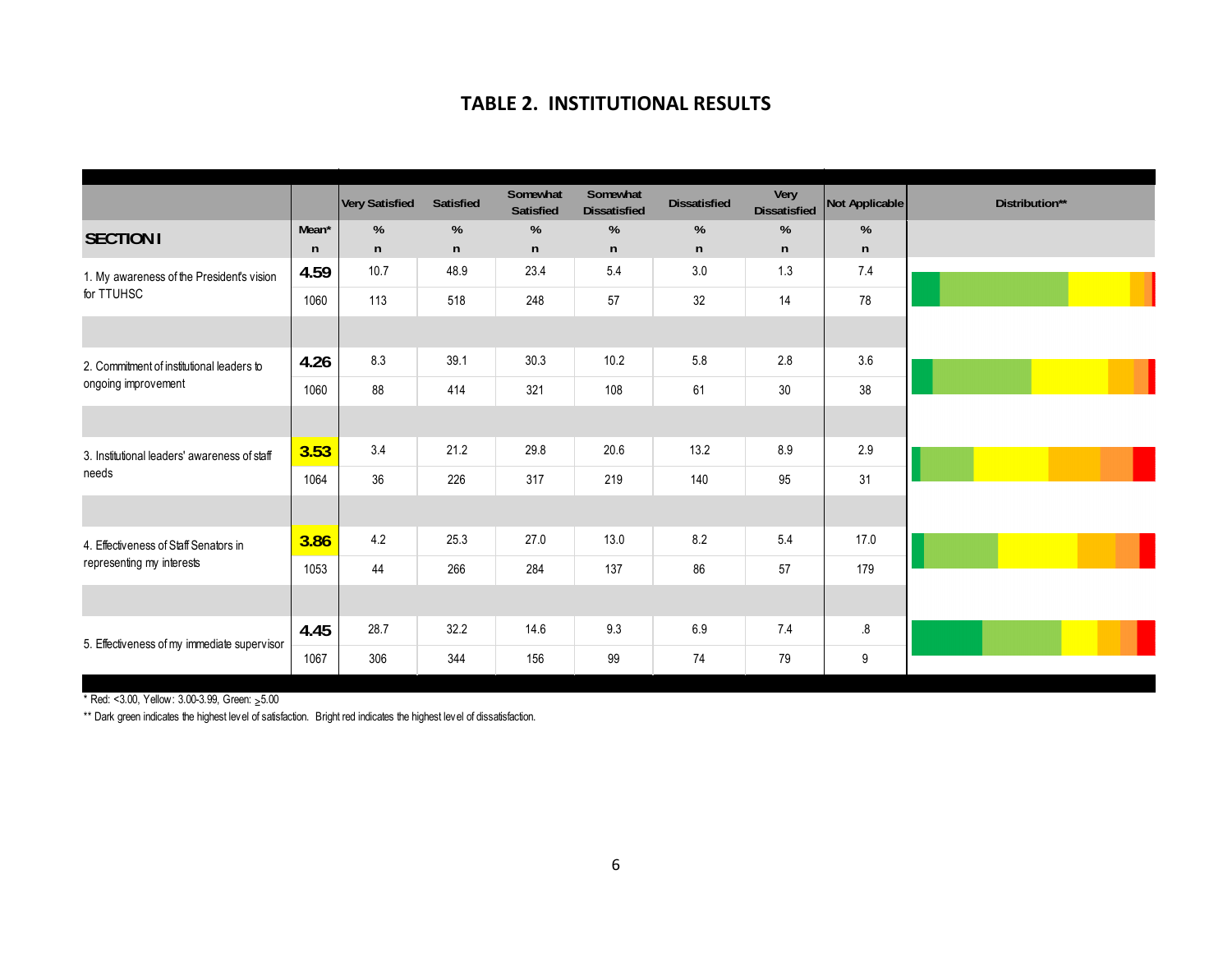## TABLE 2. INSTITUTIONAL RESULTS

| SECTION I | Mean* / n | Very Satisfied % / n | Satisfied % / n | Somewhat Satisfied % / n | Somewhat Dissatisfied % / n | Dissatisfied % / n | Very Dissatisfied % / n | Not Applicable % / n | Distribution** |
|---|---|---|---|---|---|---|---|---|---|
| 1. My awareness of the President's vision for TTUHSC | **4.59** | 10.7 | 48.9 | 23.4 | 5.4 | 3.0 | 1.3 | 7.4 | |
| | 1060 | 113 | 518 | 248 | 57 | 32 | 14 | 78 | |
| 2. Commitment of institutional leaders to ongoing improvement | **4.26** | 8.3 | 39.1 | 30.3 | 10.2 | 5.8 | 2.8 | 3.6 | |
| | 1060 | 88 | 414 | 321 | 108 | 61 | 30 | 38 | |
| 3. Institutional leaders' awareness of staff needs | **3.53** | 3.4 | 21.2 | 29.8 | 20.6 | 13.2 | 8.9 | 2.9 | |
| | 1064 | 36 | 226 | 317 | 219 | 140 | 95 | 31 | |
| 4. Effectiveness of Staff Senators in representing my interests | **3.86** | 4.2 | 25.3 | 27.0 | 13.0 | 8.2 | 5.4 | 17.0 | |
| | 1053 | 44 | 266 | 284 | 137 | 86 | 57 | 179 | |
| 5. Effectiveness of my immediate supervisor | **4.45** | 28.7 | 32.2 | 14.6 | 9.3 | 6.9 | 7.4 | .8 | |
| | 1067 | 306 | 344 | 156 | 99 | 74 | 79 | 9 | |

\* Red: <3.00, Yellow: 3.00-3.99, Green: $\geq$5.00

** Dark green indicates the highest level of satisfaction. Bright red indicates the highest level of dissatisfaction.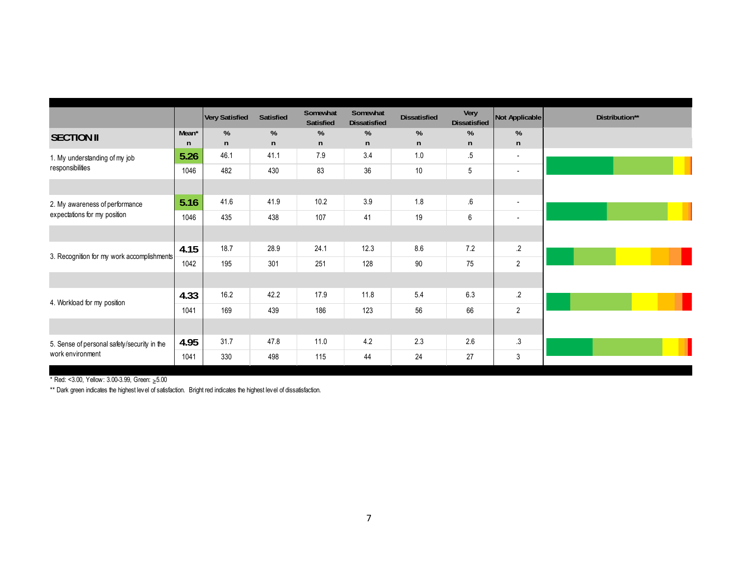| SECTION II | Mean* n | Very Satisfied % n | Satisfied % n | Somewhat Satisfied % n | Somewhat Dissatisfied % n | Dissatisfied % n | Very Dissatisfied % n | Not Applicable % n | Distribution** |
|---|---|---|---|---|---|---|---|---|---|
| 1. My understanding of my job responsibilities | 5.26 | 46.1 | 41.1 | 7.9 | 3.4 | 1.0 | .5 | - | |
| | 1046 | 482 | 430 | 83 | 36 | 10 | 5 | - | |
| 2. My awareness of performance expectations for my position | 5.16 | 41.6 | 41.9 | 10.2 | 3.9 | 1.8 | .6 | - | |
| | 1046 | 435 | 438 | 107 | 41 | 19 | 6 | - | |
| 3. Recognition for my work accomplishments | 4.15 | 18.7 | 28.9 | 24.1 | 12.3 | 8.6 | 7.2 | .2 | |
| | 1042 | 195 | 301 | 251 | 128 | 90 | 75 | 2 | |
| 4. Workload for my position | 4.33 | 16.2 | 42.2 | 17.9 | 11.8 | 5.4 | 6.3 | .2 | |
| | 1041 | 169 | 439 | 186 | 123 | 56 | 66 | 2 | |
| 5. Sense of personal safety/security in the work environment | 4.95 | 31.7 | 47.8 | 11.0 | 4.2 | 2.3 | 2.6 | .3 | |
| | 1041 | 330 | 498 | 115 | 44 | 24 | 27 | 3 | |

\* Red: <3.00, Yellow: 3.00-3.99, Green: $\geq$5.00

\*\* Dark green indicates the highest level of satisfaction. Bright red indicates the highest level of dissatisfaction.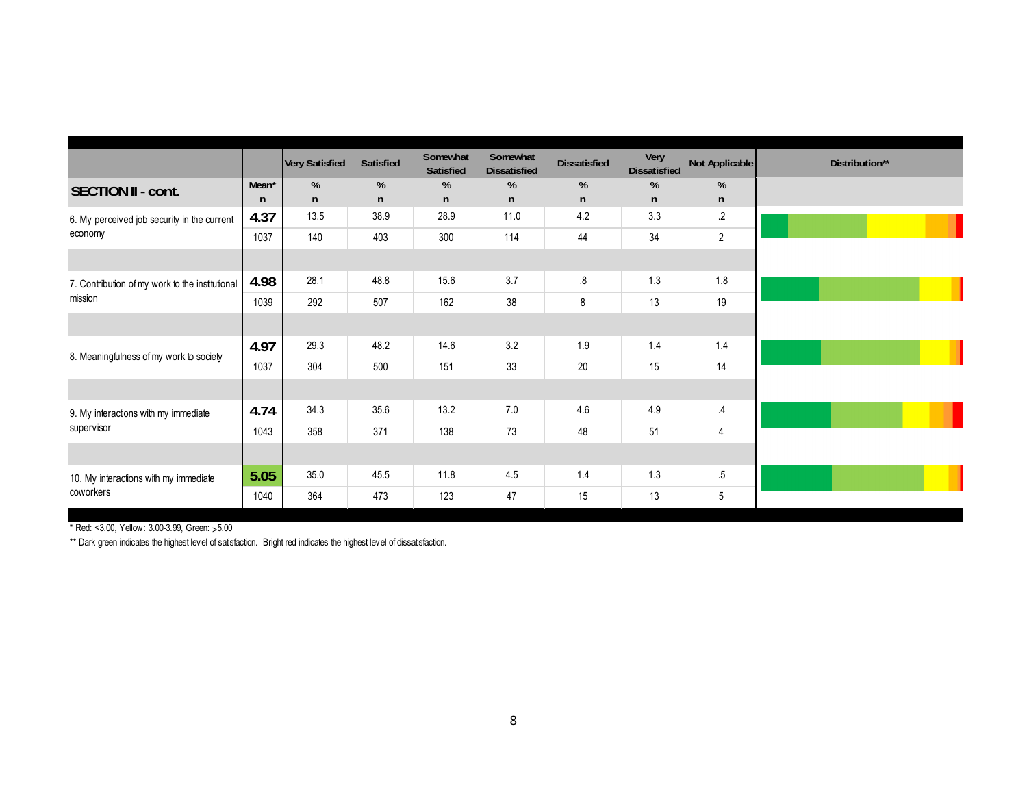| SECTION II - cont. | Mean* / n | Very Satisfied % / n | Satisfied % / n | Somewhat Satisfied % / n | Somewhat Dissatisfied % / n | Dissatisfied % / n | Very Dissatisfied % / n | Not Applicable % / n | Distribution** |
|---|---|---|---|---|---|---|---|---|---|
| 6. My perceived job security in the current economy | 4.37 | 13.5 | 38.9 | 28.9 | 11.0 | 4.2 | 3.3 | .2 | |
| | 1037 | 140 | 403 | 300 | 114 | 44 | 34 | 2 | |
| 7. Contribution of my work to the institutional mission | 4.98 | 28.1 | 48.8 | 15.6 | 3.7 | .8 | 1.3 | 1.8 | |
| | 1039 | 292 | 507 | 162 | 38 | 8 | 13 | 19 | |
| 8. Meaningfulness of my work to society | 4.97 | 29.3 | 48.2 | 14.6 | 3.2 | 1.9 | 1.4 | 1.4 | |
| | 1037 | 304 | 500 | 151 | 33 | 20 | 15 | 14 | |
| 9. My interactions with my immediate supervisor | 4.74 | 34.3 | 35.6 | 13.2 | 7.0 | 4.6 | 4.9 | .4 | |
| | 1043 | 358 | 371 | 138 | 73 | 48 | 51 | 4 | |
| 10. My interactions with my immediate coworkers | 5.05 | 35.0 | 45.5 | 11.8 | 4.5 | 1.4 | 1.3 | .5 | |
| | 1040 | 364 | 473 | 123 | 47 | 15 | 13 | 5 | |

\* Red: <3.00, Yellow: 3.00-3.99, Green: ≥5.00

\*\* Dark green indicates the highest level of satisfaction. Bright red indicates the highest level of dissatisfaction.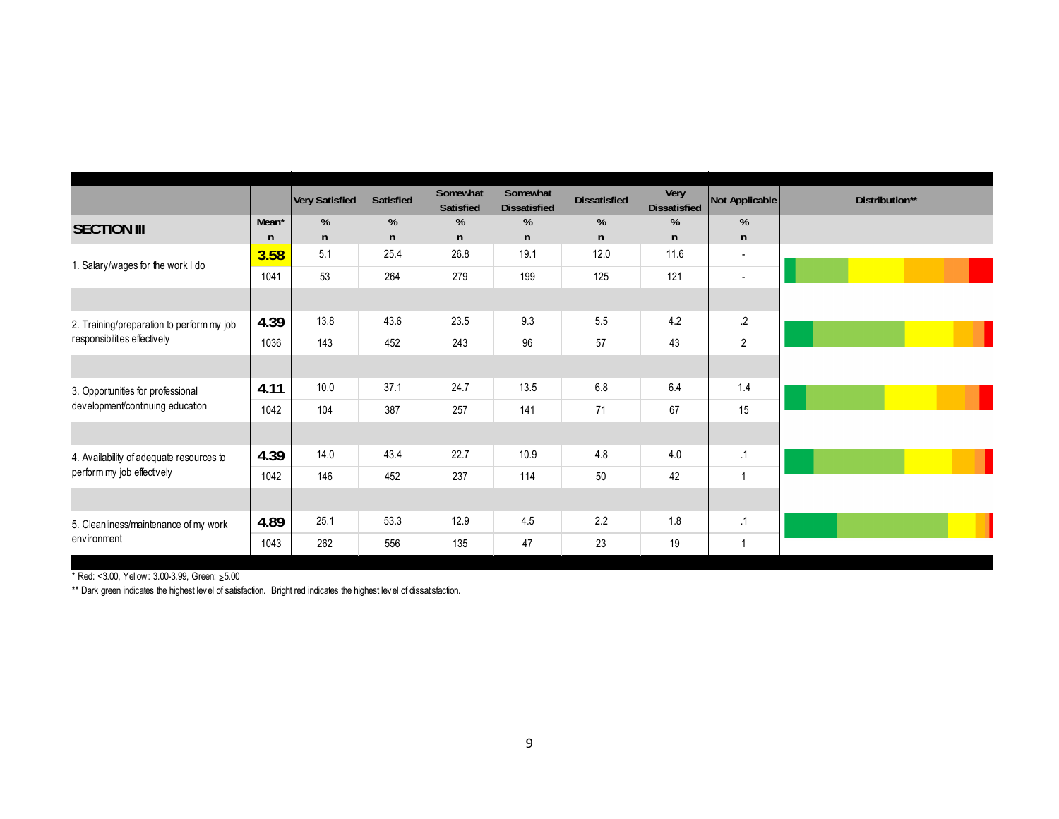| SECTION III | Mean* / n | Very Satisfied % / n | Satisfied % / n | Somewhat Satisfied % / n | Somewhat Dissatisfied % / n | Dissatisfied % / n | Very Dissatisfied % / n | Not Applicable % / n | Distribution** |
|---|---|---|---|---|---|---|---|---|---|
| 1. Salary/wages for the work I do | 3.58 | 5.1 | 25.4 | 26.8 | 19.1 | 12.0 | 11.6 | - | |
| | 1041 | 53 | 264 | 279 | 199 | 125 | 121 | - | |
| 2. Training/preparation to perform my job responsibilities effectively | 4.39 | 13.8 | 43.6 | 23.5 | 9.3 | 5.5 | 4.2 | .2 | |
| | 1036 | 143 | 452 | 243 | 96 | 57 | 43 | 2 | |
| 3. Opportunities for professional development/continuing education | 4.11 | 10.0 | 37.1 | 24.7 | 13.5 | 6.8 | 6.4 | 1.4 | |
| | 1042 | 104 | 387 | 257 | 141 | 71 | 67 | 15 | |
| 4. Availability of adequate resources to perform my job effectively | 4.39 | 14.0 | 43.4 | 22.7 | 10.9 | 4.8 | 4.0 | .1 | |
| | 1042 | 146 | 452 | 237 | 114 | 50 | 42 | 1 | |
| 5. Cleanliness/maintenance of my work environment | 4.89 | 25.1 | 53.3 | 12.9 | 4.5 | 2.2 | 1.8 | .1 | |
| | 1043 | 262 | 556 | 135 | 47 | 23 | 19 | 1 | |

* Red: <3.00, Yellow: 3.00-3.99, Green: ≥5.00

** Dark green indicates the highest level of satisfaction. Bright red indicates the highest level of dissatisfaction.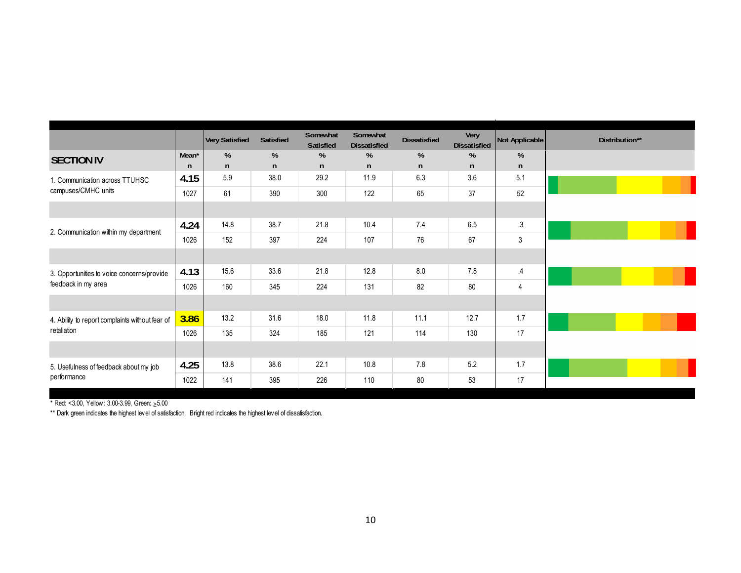| SECTION IV | Mean* / n | Very Satisfied % / n | Satisfied % / n | Somewhat Satisfied % / n | Somewhat Dissatisfied % / n | Dissatisfied % / n | Very Dissatisfied % / n | Not Applicable % / n | Distribution** |
|---|---|---|---|---|---|---|---|---|---|
| 1. Communication across TTUHSC campuses/CMHC units | **4.15** | 5.9 | 38.0 | 29.2 | 11.9 | 6.3 | 3.6 | 5.1 | |
| | 1027 | 61 | 390 | 300 | 122 | 65 | 37 | 52 | |
| 2. Communication within my department | **4.24** | 14.8 | 38.7 | 21.8 | 10.4 | 7.4 | 6.5 | .3 | |
| | 1026 | 152 | 397 | 224 | 107 | 76 | 67 | 3 | |
| 3. Opportunities to voice concerns/provide feedback in my area | **4.13** | 15.6 | 33.6 | 21.8 | 12.8 | 8.0 | 7.8 | .4 | |
| | 1026 | 160 | 345 | 224 | 131 | 82 | 80 | 4 | |
| 4. Ability to report complaints without fear of retaliation | **3.86** | 13.2 | 31.6 | 18.0 | 11.8 | 11.1 | 12.7 | 1.7 | |
| | 1026 | 135 | 324 | 185 | 121 | 114 | 130 | 17 | |
| 5. Usefulness of feedback about my job performance | **4.25** | 13.8 | 38.6 | 22.1 | 10.8 | 7.8 | 5.2 | 1.7 | |
| | 1022 | 141 | 395 | 226 | 110 | 80 | 53 | 17 | |

\* Red: <3.00, Yellow: 3.00-3.99, Green: ≥5.00

** Dark green indicates the highest level of satisfaction. Bright red indicates the highest level of dissatisfaction.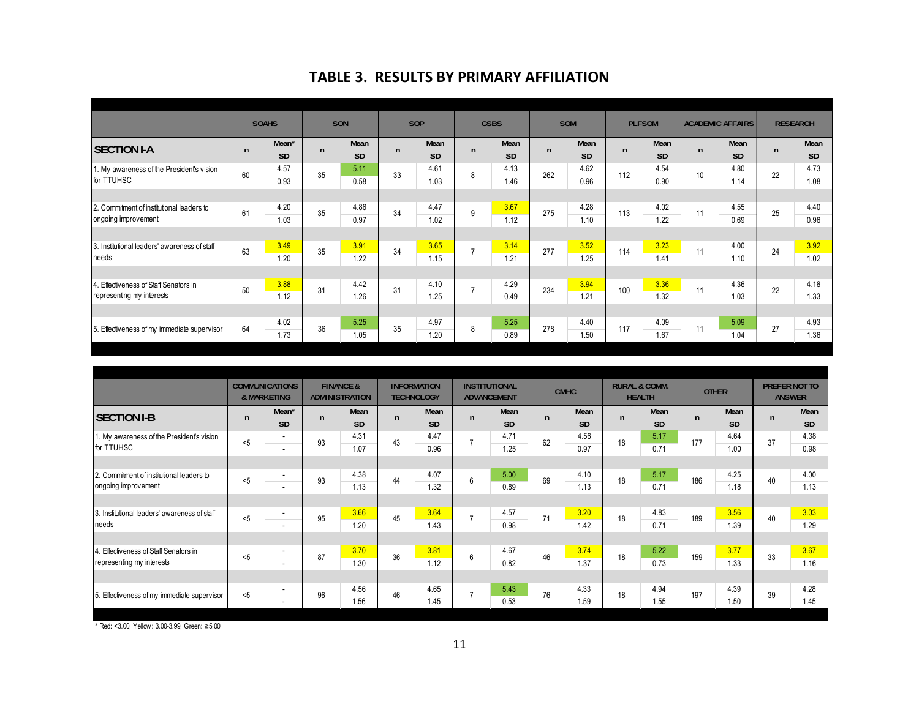## TABLE 3. RESULTS BY PRIMARY AFFILIATION

| SECTION I-A | SOAHS n | SOAHS Mean* / SD | SON n | SON Mean / SD | SOP n | SOP Mean / SD | GSBS n | GSBS Mean / SD | SOM n | SOM Mean / SD | PLFSOM n | PLFSOM Mean / SD | ACADEMIC AFFAIRS n | ACADEMIC AFFAIRS Mean / SD | RESEARCH n | RESEARCH Mean / SD |
|---|---|---|---|---|---|---|---|---|---|---|---|---|---|---|---|---|
| 1. My awareness of the President's vision for TTUHSC | 60 | 4.57 / 0.93 | 35 | 5.11 / 0.58 | 33 | 4.61 / 1.03 | 8 | 4.13 / 1.46 | 262 | 4.62 / 0.96 | 112 | 4.54 / 0.90 | 10 | 4.80 / 1.14 | 22 | 4.73 / 1.08 |
| 2. Commitment of institutional leaders to ongoing improvement | 61 | 4.20 / 1.03 | 35 | 4.86 / 0.97 | 34 | 4.47 / 1.02 | 9 | 3.67 / 1.12 | 275 | 4.28 / 1.10 | 113 | 4.02 / 1.22 | 11 | 4.55 / 0.69 | 25 | 4.40 / 0.96 |
| 3. Institutional leaders' awareness of staff needs | 63 | 3.49 / 1.20 | 35 | 3.91 / 1.22 | 34 | 3.65 / 1.15 | 7 | 3.14 / 1.21 | 277 | 3.52 / 1.25 | 114 | 3.23 / 1.41 | 11 | 4.00 / 1.10 | 24 | 3.92 / 1.02 |
| 4. Effectiveness of Staff Senators in representing my interests | 50 | 3.88 / 1.12 | 31 | 4.42 / 1.26 | 31 | 4.10 / 1.25 | 7 | 4.29 / 0.49 | 234 | 3.94 / 1.21 | 100 | 3.36 / 1.32 | 11 | 4.36 / 1.03 | 22 | 4.18 / 1.33 |
| 5. Effectiveness of my immediate supervisor | 64 | 4.02 / 1.73 | 36 | 5.25 / 1.05 | 35 | 4.97 / 1.20 | 8 | 5.25 / 0.89 | 278 | 4.40 / 1.50 | 117 | 4.09 / 1.67 | 11 | 5.09 / 1.04 | 27 | 4.93 / 1.36 |

| SECTION I-B | COMMUNICATIONS & MARKETING n | COMMUNICATIONS & MARKETING Mean* / SD | FINANCE & ADMINISTRATION n | FINANCE & ADMINISTRATION Mean / SD | INFORMATION TECHNOLOGY n | INFORMATION TECHNOLOGY Mean / SD | INSTITUTIONAL ADVANCEMENT n | INSTITUTIONAL ADVANCEMENT Mean / SD | CMHC n | CMHC Mean / SD | RURAL & COMM. HEALTH n | RURAL & COMM. HEALTH Mean / SD | OTHER n | OTHER Mean / SD | PREFER NOT TO ANSWER n | PREFER NOT TO ANSWER Mean / SD |
|---|---|---|---|---|---|---|---|---|---|---|---|---|---|---|---|---|
| 1. My awareness of the President's vision for TTUHSC | <5 | - / - | 93 | 4.31 / 1.07 | 43 | 4.47 / 0.96 | 7 | 4.71 / 1.25 | 62 | 4.56 / 0.97 | 18 | 5.17 / 0.71 | 177 | 4.64 / 1.00 | 37 | 4.38 / 0.98 |
| 2. Commitment of institutional leaders to ongoing improvement | <5 | - / - | 93 | 4.38 / 1.13 | 44 | 4.07 / 1.32 | 6 | 5.00 / 0.89 | 69 | 4.10 / 1.13 | 18 | 5.17 / 0.71 | 186 | 4.25 / 1.18 | 40 | 4.00 / 1.13 |
| 3. Institutional leaders' awareness of staff needs | <5 | - / - | 95 | 3.66 / 1.20 | 45 | 3.64 / 1.43 | 7 | 4.57 / 0.98 | 71 | 3.20 / 1.42 | 18 | 4.83 / 0.71 | 189 | 3.56 / 1.39 | 40 | 3.03 / 1.29 |
| 4. Effectiveness of Staff Senators in representing my interests | <5 | - / - | 87 | 3.70 / 1.30 | 36 | 3.81 / 1.12 | 6 | 4.67 / 0.82 | 46 | 3.74 / 1.37 | 18 | 5.22 / 0.73 | 159 | 3.77 / 1.33 | 33 | 3.67 / 1.16 |
| 5. Effectiveness of my immediate supervisor | <5 | - / - | 96 | 4.56 / 1.56 | 46 | 4.65 / 1.45 | 7 | 5.43 / 0.53 | 76 | 4.33 / 1.59 | 18 | 4.94 / 1.55 | 197 | 4.39 / 1.50 | 39 | 4.28 / 1.45 |

\* Red: <3.00, Yellow: 3.00-3.99, Green: ≥5.00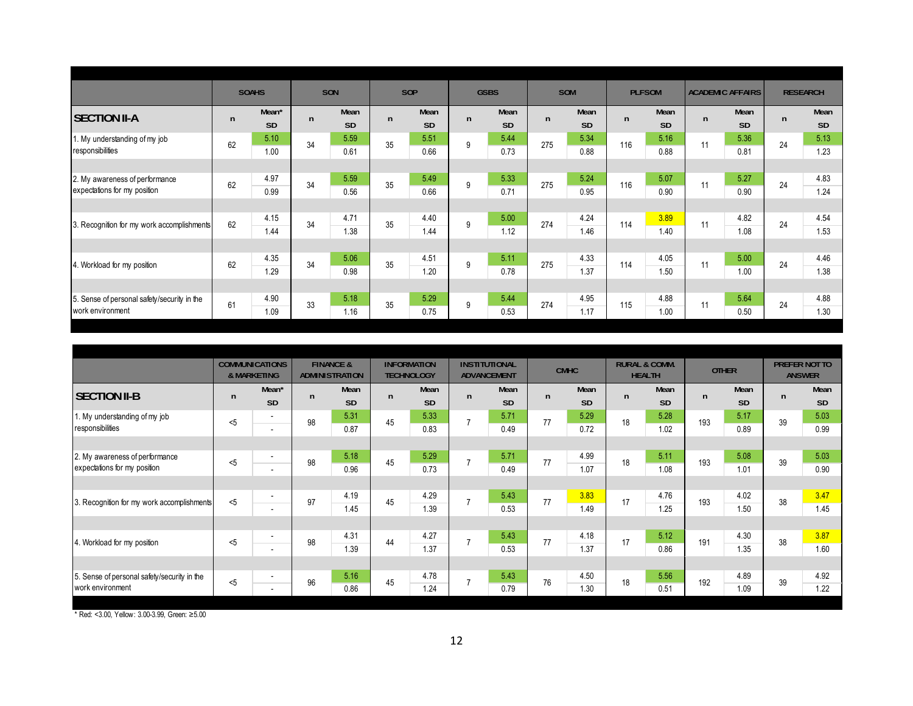| SECTION II-A | SOAHS | | | SON | | | SOP | | | GSBS | | | SOM | | | PLFSOM | | | ACADEMIC AFFAIRS | | | RESEARCH | | |
|---|---|---|---|---|---|---|---|---|---|---|---|---|---|---|---|---|---|---|---|---|---|---|---|---|
| | n | Mean* | SD | n | Mean | SD | n | Mean | SD | n | Mean | SD | n | Mean | SD | n | Mean | SD | n | Mean | SD | n | Mean | SD |
| 1. My understanding of my job responsibilities | 62 | 5.10 | 1.00 | 34 | 5.59 | 0.61 | 35 | 5.51 | 0.66 | 9 | 5.44 | 0.73 | 275 | 5.34 | 0.88 | 116 | 5.16 | 0.88 | 11 | 5.36 | 0.81 | 24 | 5.13 | 1.23 |
| 2. My awareness of performance expectations for my position | 62 | 4.97 | 0.99 | 34 | 5.59 | 0.56 | 35 | 5.49 | 0.66 | 9 | 5.33 | 0.71 | 275 | 5.24 | 0.95 | 116 | 5.07 | 0.90 | 11 | 5.27 | 0.90 | 24 | 4.83 | 1.24 |
| 3. Recognition for my work accomplishments | 62 | 4.15 | 1.44 | 34 | 4.71 | 1.38 | 35 | 4.40 | 1.44 | 9 | 5.00 | 1.12 | 274 | 4.24 | 1.46 | 114 | 3.89 | 1.40 | 11 | 4.82 | 1.08 | 24 | 4.54 | 1.53 |
| 4. Workload for my position | 62 | 4.35 | 1.29 | 34 | 5.06 | 0.98 | 35 | 4.51 | 1.20 | 9 | 5.11 | 0.78 | 275 | 4.33 | 1.37 | 114 | 4.05 | 1.50 | 11 | 5.00 | 1.00 | 24 | 4.46 | 1.38 |
| 5. Sense of personal safety/security in the work environment | 61 | 4.90 | 1.09 | 33 | 5.18 | 1.16 | 35 | 5.29 | 0.75 | 9 | 5.44 | 0.53 | 274 | 4.95 | 1.17 | 115 | 4.88 | 1.00 | 11 | 5.64 | 0.50 | 24 | 4.88 | 1.30 |

| SECTION II-B | COMMUNICATIONS & MARKETING | | | FINANCE & ADMINISTRATION | | | INFORMATION TECHNOLOGY | | | INSTITUTIONAL ADVANCEMENT | | | CMHC | | | RURAL & COMM. HEALTH | | | OTHER | | | PREFER NOT TO ANSWER | | |
|---|---|---|---|---|---|---|---|---|---|---|---|---|---|---|---|---|---|---|---|---|---|---|---|---|
| | n | Mean* | SD | n | Mean | SD | n | Mean | SD | n | Mean | SD | n | Mean | SD | n | Mean | SD | n | Mean | SD | n | Mean | SD |
| 1. My understanding of my job responsibilities | <5 | - | - | 98 | 5.31 | 0.87 | 45 | 5.33 | 0.83 | 7 | 5.71 | 0.49 | 77 | 5.29 | 0.72 | 18 | 5.28 | 1.02 | 193 | 5.17 | 0.89 | 39 | 5.03 | 0.99 |
| 2. My awareness of performance expectations for my position | <5 | - | - | 98 | 5.18 | 0.96 | 45 | 5.29 | 0.73 | 7 | 5.71 | 0.49 | 77 | 4.99 | 1.07 | 18 | 5.11 | 1.08 | 193 | 5.08 | 1.01 | 39 | 5.03 | 0.90 |
| 3. Recognition for my work accomplishments | <5 | - | - | 97 | 4.19 | 1.45 | 45 | 4.29 | 1.39 | 7 | 5.43 | 0.53 | 77 | 3.83 | 1.49 | 17 | 4.76 | 1.25 | 193 | 4.02 | 1.50 | 38 | 3.47 | 1.45 |
| 4. Workload for my position | <5 | - | - | 98 | 4.31 | 1.39 | 44 | 4.27 | 1.37 | 7 | 5.43 | 0.53 | 77 | 4.18 | 1.37 | 17 | 5.12 | 0.86 | 191 | 4.30 | 1.35 | 38 | 3.87 | 1.60 |
| 5. Sense of personal safety/security in the work environment | <5 | - | - | 96 | 5.16 | 0.86 | 45 | 4.78 | 1.24 | 7 | 5.43 | 0.79 | 76 | 4.50 | 1.30 | 18 | 5.56 | 0.51 | 192 | 4.89 | 1.09 | 39 | 4.92 | 1.22 |

* Red: <3.00, Yellow: 3.00-3.99, Green: ≥5.00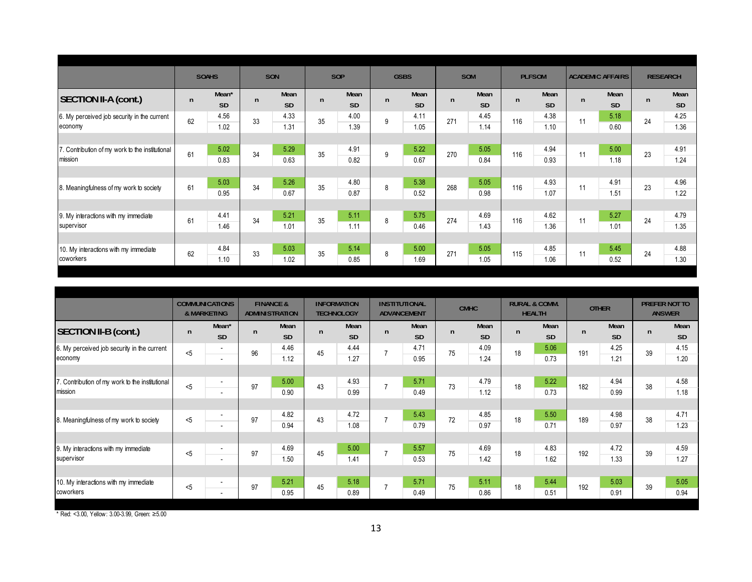| SECTION II-A (cont.) | SOAHS | | SON | | SOP | | GSBS | | SOM | | PLFSOM | | ACADEMIC AFFAIRS | | RESEARCH | |
|---|---|---|---|---|---|---|---|---|---|---|---|---|---|---|---|---|
| | n | Mean* SD | n | Mean SD | n | Mean SD | n | Mean SD | n | Mean SD | n | Mean SD | n | Mean SD | n | Mean SD |
| 6. My perceived job security in the current economy | 62 | 4.56 1.02 | 33 | 4.33 1.31 | 35 | 4.00 1.39 | 9 | 4.11 1.05 | 271 | 4.45 1.14 | 116 | 4.38 1.10 | 11 | 5.18 0.60 | 24 | 4.25 1.36 |
| 7. Contribution of my work to the institutional mission | 61 | 5.02 0.83 | 34 | 5.29 0.63 | 35 | 4.91 0.82 | 9 | 5.22 0.67 | 270 | 5.05 0.84 | 116 | 4.94 0.93 | 11 | 5.00 1.18 | 23 | 4.91 1.24 |
| 8. Meaningfulness of my work to society | 61 | 5.03 0.95 | 34 | 5.26 0.67 | 35 | 4.80 0.87 | 8 | 5.38 0.52 | 268 | 5.05 0.98 | 116 | 4.93 1.07 | 11 | 4.91 1.51 | 23 | 4.96 1.22 |
| 9. My interactions with my immediate supervisor | 61 | 4.41 1.46 | 34 | 5.21 1.01 | 35 | 5.11 1.11 | 8 | 5.75 0.46 | 274 | 4.69 1.43 | 116 | 4.62 1.36 | 11 | 5.27 1.01 | 24 | 4.79 1.35 |
| 10. My interactions with my immediate coworkers | 62 | 4.84 1.10 | 33 | 5.03 1.02 | 35 | 5.14 0.85 | 8 | 5.00 1.69 | 271 | 5.05 1.05 | 115 | 4.85 1.06 | 11 | 5.45 0.52 | 24 | 4.88 1.30 |

| SECTION II-B (cont.) | COMMUNICATIONS & MARKETING | | FINANCE & ADMINISTRATION | | INFORMATION TECHNOLOGY | | INSTITUTIONAL ADVANCEMENT | | CMHC | | RURAL & COMM. HEALTH | | OTHER | | PREFER NOT TO ANSWER | |
|---|---|---|---|---|---|---|---|---|---|---|---|---|---|---|---|---|
| | n | Mean* SD | n | Mean SD | n | Mean SD | n | Mean SD | n | Mean SD | n | Mean SD | n | Mean SD | n | Mean SD |
| 6. My perceived job security in the current economy | <5 | - - | 96 | 4.46 1.12 | 45 | 4.44 1.27 | 7 | 4.71 0.95 | 75 | 4.09 1.24 | 18 | 5.06 0.73 | 191 | 4.25 1.21 | 39 | 4.15 1.20 |
| 7. Contribution of my work to the institutional mission | <5 | - - | 97 | 5.00 0.90 | 43 | 4.93 0.99 | 7 | 5.71 0.49 | 73 | 4.79 1.12 | 18 | 5.22 0.73 | 182 | 4.94 0.99 | 38 | 4.58 1.18 |
| 8. Meaningfulness of my work to society | <5 | - - | 97 | 4.82 0.94 | 43 | 4.72 1.08 | 7 | 5.43 0.79 | 72 | 4.85 0.97 | 18 | 5.50 0.71 | 189 | 4.98 0.97 | 38 | 4.71 1.23 |
| 9. My interactions with my immediate supervisor | <5 | - - | 97 | 4.69 1.50 | 45 | 5.00 1.41 | 7 | 5.57 0.53 | 75 | 4.69 1.42 | 18 | 4.83 1.62 | 192 | 4.72 1.33 | 39 | 4.59 1.27 |
| 10. My interactions with my immediate coworkers | <5 | - - | 97 | 5.21 0.95 | 45 | 5.18 0.89 | 7 | 5.71 0.49 | 75 | 5.11 0.86 | 18 | 5.44 0.51 | 192 | 5.03 0.91 | 39 | 5.05 0.94 |

* Red: <3.00, Yellow: 3.00-3.99, Green: ≥5.00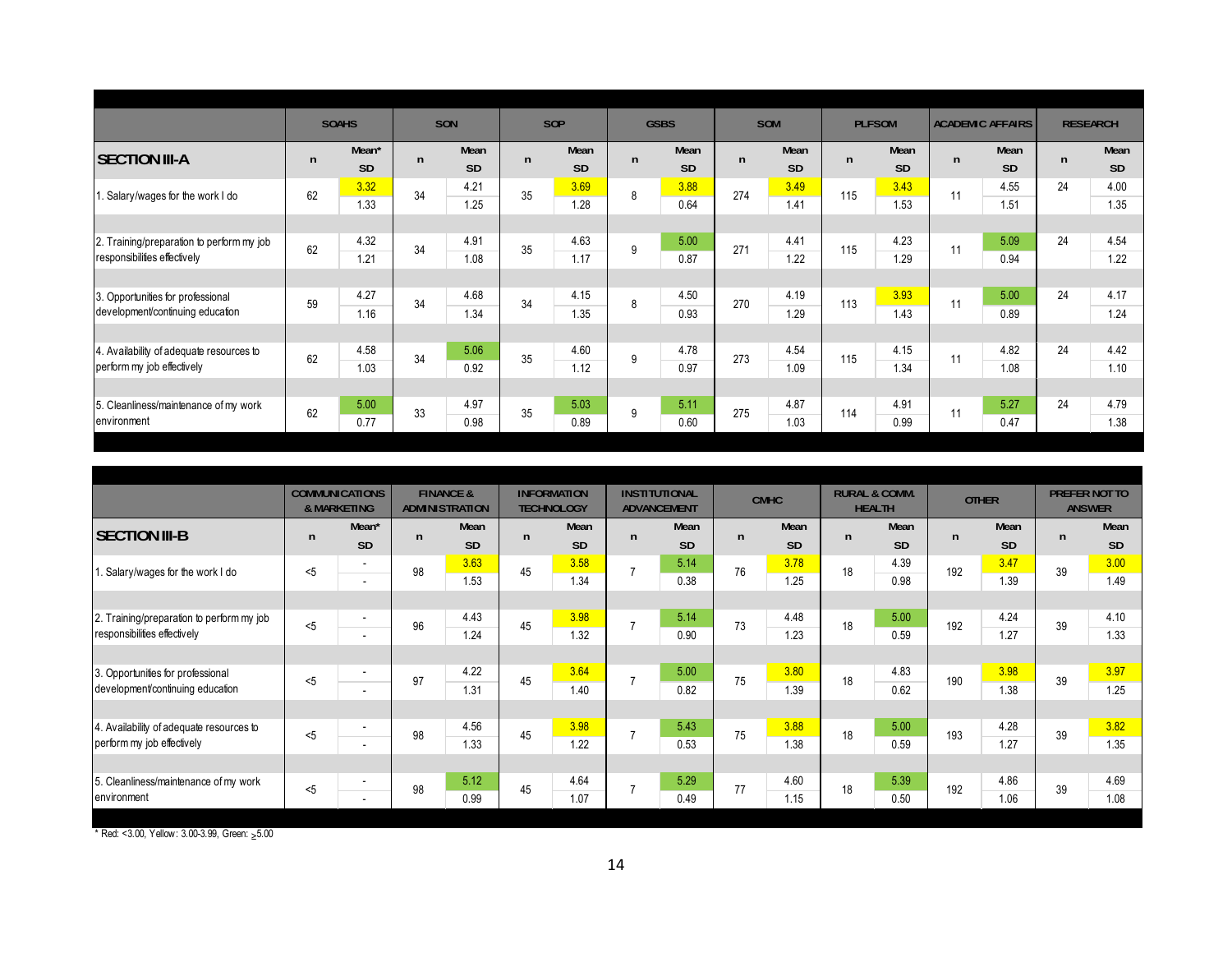| SECTION III-A | SOAHS n | SOAHS Mean* / SD | SON n | SON Mean / SD | SOP n | SOP Mean / SD | GSBS n | GSBS Mean / SD | SOM n | SOM Mean / SD | PLFSOM n | PLFSOM Mean / SD | ACADEMIC AFFAIRS n | ACADEMIC AFFAIRS Mean / SD | RESEARCH n | RESEARCH Mean / SD |
|---|---|---|---|---|---|---|---|---|---|---|---|---|---|---|---|---|
| 1. Salary/wages for the work I do | 62 | 3.32 / 1.33 | 34 | 4.21 / 1.25 | 35 | 3.69 / 1.28 | 8 | 3.88 / 0.64 | 274 | 3.49 / 1.41 | 115 | 3.43 / 1.53 | 11 | 4.55 / 1.51 | 24 | 4.00 / 1.35 |
| 2. Training/preparation to perform my job responsibilities effectively | 62 | 4.32 / 1.21 | 34 | 4.91 / 1.08 | 35 | 4.63 / 1.17 | 9 | 5.00 / 0.87 | 271 | 4.41 / 1.22 | 115 | 4.23 / 1.29 | 11 | 5.09 / 0.94 | 24 | 4.54 / 1.22 |
| 3. Opportunities for professional development/continuing education | 59 | 4.27 / 1.16 | 34 | 4.68 / 1.34 | 34 | 4.15 / 1.35 | 8 | 4.50 / 0.93 | 270 | 4.19 / 1.29 | 113 | 3.93 / 1.43 | 11 | 5.00 / 0.89 | 24 | 4.17 / 1.24 |
| 4. Availability of adequate resources to perform my job effectively | 62 | 4.58 / 1.03 | 34 | 5.06 / 0.92 | 35 | 4.60 / 1.12 | 9 | 4.78 / 0.97 | 273 | 4.54 / 1.09 | 115 | 4.15 / 1.34 | 11 | 4.82 / 1.08 | 24 | 4.42 / 1.10 |
| 5. Cleanliness/maintenance of my work environment | 62 | 5.00 / 0.77 | 33 | 4.97 / 0.98 | 35 | 5.03 / 0.89 | 9 | 5.11 / 0.60 | 275 | 4.87 / 1.03 | 114 | 4.91 / 0.99 | 11 | 5.27 / 0.47 | 24 | 4.79 / 1.38 |

| SECTION III-B | COMMUNICATIONS & MARKETING n | COMMUNICATIONS & MARKETING Mean* / SD | FINANCE & ADMINISTRATION n | FINANCE & ADMINISTRATION Mean / SD | INFORMATION TECHNOLOGY n | INFORMATION TECHNOLOGY Mean / SD | INSTITUTIONAL ADVANCEMENT n | INSTITUTIONAL ADVANCEMENT Mean / SD | CMHC n | CMHC Mean / SD | RURAL & COMM. HEALTH n | RURAL & COMM. HEALTH Mean / SD | OTHER n | OTHER Mean / SD | PREFER NOT TO ANSWER n | PREFER NOT TO ANSWER Mean / SD |
|---|---|---|---|---|---|---|---|---|---|---|---|---|---|---|---|---|
| 1. Salary/wages for the work I do | <5 | - / - | 98 | 3.63 / 1.53 | 45 | 3.58 / 1.34 | 7 | 5.14 / 0.38 | 76 | 3.78 / 1.25 | 18 | 4.39 / 0.98 | 192 | 3.47 / 1.39 | 39 | 3.00 / 1.49 |
| 2. Training/preparation to perform my job responsibilities effectively | <5 | - / - | 96 | 4.43 / 1.24 | 45 | 3.98 / 1.32 | 7 | 5.14 / 0.90 | 73 | 4.48 / 1.23 | 18 | 5.00 / 0.59 | 192 | 4.24 / 1.27 | 39 | 4.10 / 1.33 |
| 3. Opportunities for professional development/continuing education | <5 | - / - | 97 | 4.22 / 1.31 | 45 | 3.64 / 1.40 | 7 | 5.00 / 0.82 | 75 | 3.80 / 1.39 | 18 | 4.83 / 0.62 | 190 | 3.98 / 1.38 | 39 | 3.97 / 1.25 |
| 4. Availability of adequate resources to perform my job effectively | <5 | - / - | 98 | 4.56 / 1.33 | 45 | 3.98 / 1.22 | 7 | 5.43 / 0.53 | 75 | 3.88 / 1.38 | 18 | 5.00 / 0.59 | 193 | 4.28 / 1.27 | 39 | 3.82 / 1.35 |
| 5. Cleanliness/maintenance of my work environment | <5 | - / - | 98 | 5.12 / 0.99 | 45 | 4.64 / 1.07 | 7 | 5.29 / 0.49 | 77 | 4.60 / 1.15 | 18 | 5.39 / 0.50 | 192 | 4.86 / 1.06 | 39 | 4.69 / 1.08 |

\* Red: <3.00, Yellow: 3.00-3.99, Green: $\geq$5.00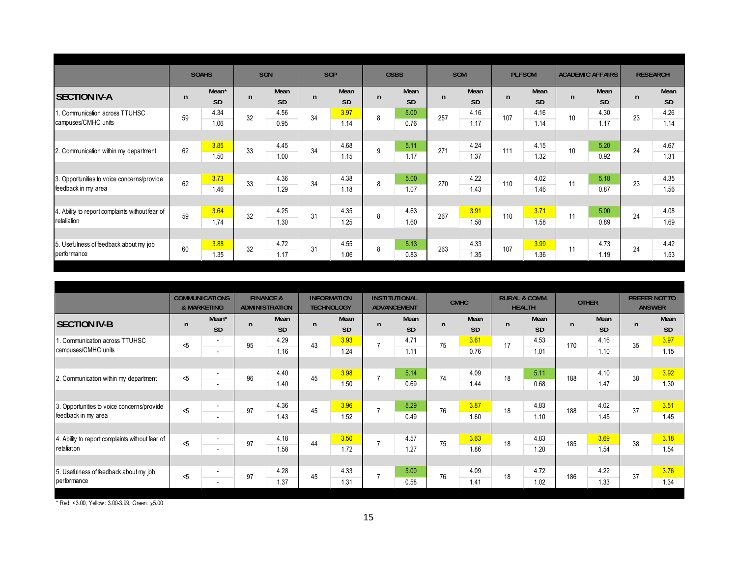| SECTION IV-A | SOAHS | | SON | | SOP | | GSBS | | SOM | | PLFSOM | | ACADEMIC AFFAIRS | | RESEARCH | |
|---|---|---|---|---|---|---|---|---|---|---|---|---|---|---|---|---|
| | n | Mean* / SD | n | Mean / SD | n | Mean / SD | n | Mean / SD | n | Mean / SD | n | Mean / SD | n | Mean / SD | n | Mean / SD |
| 1. Communication across TTUHSC campuses/CMHC units | 59 | 4.34 / 1.06 | 32 | 4.56 / 0.95 | 34 | 3.97 / 1.14 | 8 | 5.00 / 0.76 | 257 | 4.16 / 1.17 | 107 | 4.16 / 1.14 | 10 | 4.30 / 1.17 | 23 | 4.26 / 1.14 |
| 2. Communication within my department | 62 | 3.85 / 1.50 | 33 | 4.45 / 1.00 | 34 | 4.68 / 1.15 | 9 | 5.11 / 1.17 | 271 | 4.24 / 1.37 | 111 | 4.15 / 1.32 | 10 | 5.20 / 0.92 | 24 | 4.67 / 1.31 |
| 3. Opportunities to voice concerns/provide feedback in my area | 62 | 3.73 / 1.46 | 33 | 4.36 / 1.29 | 34 | 4.38 / 1.18 | 8 | 5.00 / 1.07 | 270 | 4.22 / 1.43 | 110 | 4.02 / 1.46 | 11 | 5.18 / 0.87 | 23 | 4.35 / 1.56 |
| 4. Ability to report complaints without fear of retaliation | 59 | 3.64 / 1.74 | 32 | 4.25 / 1.30 | 31 | 4.35 / 1.25 | 8 | 4.63 / 1.60 | 267 | 3.91 / 1.58 | 110 | 3.71 / 1.58 | 11 | 5.00 / 0.89 | 24 | 4.08 / 1.69 |
| 5. Usefulness of feedback about my job performance | 60 | 3.88 / 1.35 | 32 | 4.72 / 1.17 | 31 | 4.55 / 1.06 | 8 | 5.13 / 0.83 | 263 | 4.33 / 1.35 | 107 | 3.99 / 1.36 | 11 | 4.73 / 1.19 | 24 | 4.42 / 1.53 |

| SECTION IV-B | COMMUNICATIONS & MARKETING | | FINANCE & ADMINISTRATION | | INFORMATION TECHNOLOGY | | INSTITUTIONAL ADVANCEMENT | | CMHC | | RURAL & COMM. HEALTH | | OTHER | | PREFER NOT TO ANSWER | |
|---|---|---|---|---|---|---|---|---|---|---|---|---|---|---|---|---|
| | n | Mean* / SD | n | Mean / SD | n | Mean / SD | n | Mean / SD | n | Mean / SD | n | Mean / SD | n | Mean / SD | n | Mean / SD |
| 1. Communication across TTUHSC campuses/CMHC units | <5 | - / - | 95 | 4.29 / 1.16 | 43 | 3.93 / 1.24 | 7 | 4.71 / 1.11 | 75 | 3.61 / 0.76 | 17 | 4.53 / 1.01 | 170 | 4.16 / 1.10 | 35 | 3.97 / 1.15 |
| 2. Communication within my department | <5 | - / - | 96 | 4.40 / 1.40 | 45 | 3.98 / 1.50 | 7 | 5.14 / 0.69 | 74 | 4.09 / 1.44 | 18 | 5.11 / 0.68 | 188 | 4.10 / 1.47 | 38 | 3.92 / 1.30 |
| 3. Opportunities to voice concerns/provide feedback in my area | <5 | - / - | 97 | 4.36 / 1.43 | 45 | 3.96 / 1.52 | 7 | 5.29 / 0.49 | 76 | 3.87 / 1.60 | 18 | 4.83 / 1.10 | 188 | 4.02 / 1.45 | 37 | 3.51 / 1.45 |
| 4. Ability to report complaints without fear of retaliation | <5 | - / - | 97 | 4.18 / 1.58 | 44 | 3.50 / 1.72 | 7 | 4.57 / 1.27 | 75 | 3.63 / 1.86 | 18 | 4.83 / 1.20 | 185 | 3.69 / 1.54 | 38 | 3.18 / 1.54 |
| 5. Usefulness of feedback about my job performance | <5 | - / - | 97 | 4.28 / 1.37 | 45 | 4.33 / 1.31 | 7 | 5.00 / 0.58 | 76 | 4.09 / 1.41 | 18 | 4.72 / 1.02 | 186 | 4.22 / 1.33 | 37 | 3.76 / 1.34 |

* Red: <3.00, Yellow: 3.00-3.99, Green: ≥5.00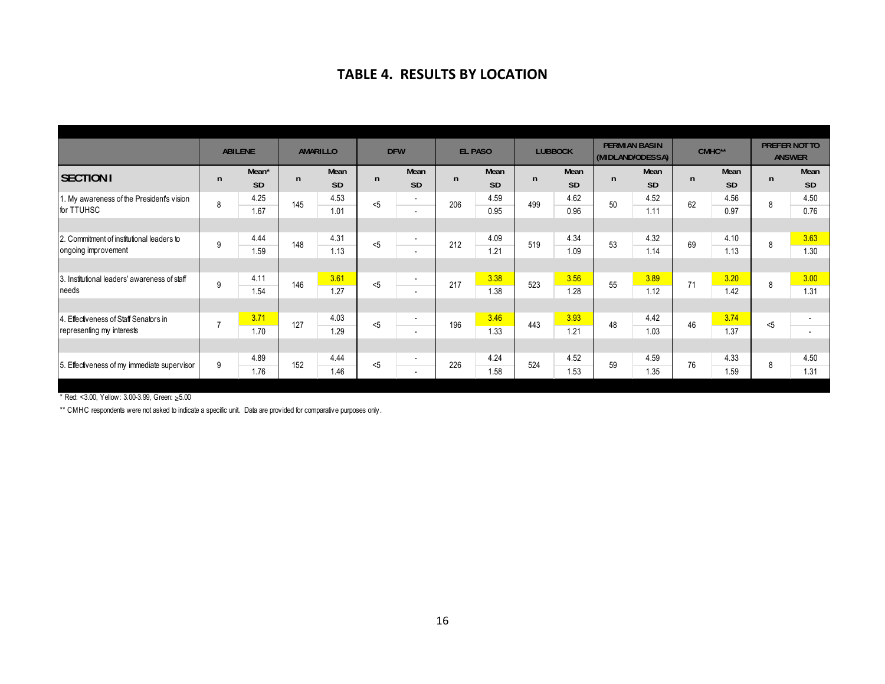## TABLE 4. RESULTS BY LOCATION

| SECTION I | ABILENE | | AMARILLO | | DFW | | EL PASO | | LUBBOCK | | PERMIAN BASIN (MIDLAND/ODESSA) | | CMHC** | | PREFER NOT TO ANSWER | |
|---|---|---|---|---|---|---|---|---|---|---|---|---|---|---|---|---|
| | n | Mean* / SD | n | Mean / SD | n | Mean / SD | n | Mean / SD | n | Mean / SD | n | Mean / SD | n | Mean / SD | n | Mean / SD |
| 1. My awareness of the President's vision for TTUHSC | 8 | 4.25 / 1.67 | 145 | 4.53 / 1.01 | <5 | - / - | 206 | 4.59 / 0.95 | 499 | 4.62 / 0.96 | 50 | 4.52 / 1.11 | 62 | 4.56 / 0.97 | 8 | 4.50 / 0.76 |
| 2. Commitment of institutional leaders to ongoing improvement | 9 | 4.44 / 1.59 | 148 | 4.31 / 1.13 | <5 | - / - | 212 | 4.09 / 1.21 | 519 | 4.34 / 1.09 | 53 | 4.32 / 1.14 | 69 | 4.10 / 1.13 | 8 | 3.63 / 1.30 |
| 3. Institutional leaders' awareness of staff needs | 9 | 4.11 / 1.54 | 146 | 3.61 / 1.27 | <5 | - / - | 217 | 3.38 / 1.38 | 523 | 3.56 / 1.28 | 55 | 3.89 / 1.12 | 71 | 3.20 / 1.42 | 8 | 3.00 / 1.31 |
| 4. Effectiveness of Staff Senators in representing my interests | 7 | 3.71 / 1.70 | 127 | 4.03 / 1.29 | <5 | - / - | 196 | 3.46 / 1.33 | 443 | 3.93 / 1.21 | 48 | 4.42 / 1.03 | 46 | 3.74 / 1.37 | <5 | - / - |
| 5. Effectiveness of my immediate supervisor | 9 | 4.89 / 1.76 | 152 | 4.44 / 1.46 | <5 | - / - | 226 | 4.24 / 1.58 | 524 | 4.52 / 1.53 | 59 | 4.59 / 1.35 | 76 | 4.33 / 1.59 | 8 | 4.50 / 1.31 |

\* Red: <3.00, Yellow: 3.00-3.99, Green: ≥5.00

** CMHC respondents were not asked to indicate a specific unit. Data are provided for comparative purposes only.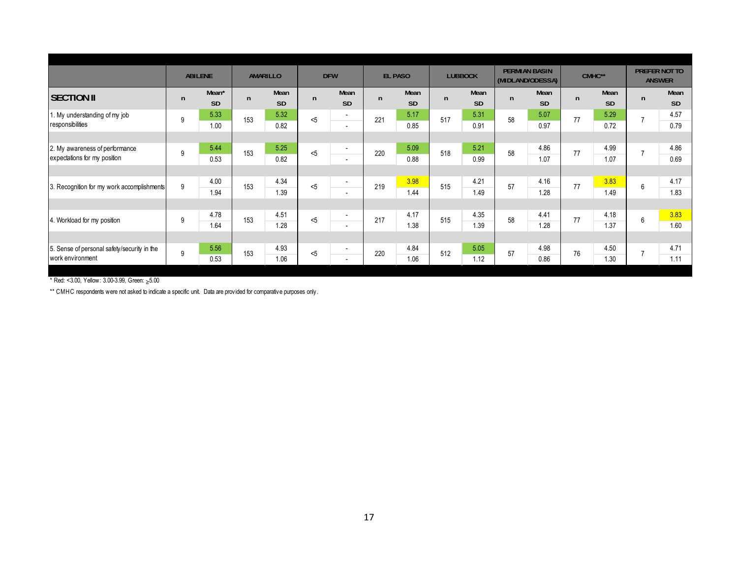| SECTION II | ABILENE | | AMARILLO | | DFW | | EL PASO | | LUBBOCK | | PERMIAN BASIN (MIDLAND/ODESSA) | | CMHC** | | PREFER NOT TO ANSWER | |
|---|---|---|---|---|---|---|---|---|---|---|---|---|---|---|---|---|
| | n | Mean* SD | n | Mean SD | n | Mean SD | n | Mean SD | n | Mean SD | n | Mean SD | n | Mean SD | n | Mean SD |
| 1. My understanding of my job responsibilities | 9 | 5.33 | 153 | 5.32 | <5 | - | 221 | 5.17 | 517 | 5.31 | 58 | 5.07 | 77 | 5.29 | 7 | 4.57 |
| | | 1.00 | | 0.82 | | - | | 0.85 | | 0.91 | | 0.97 | | 0.72 | | 0.79 |
| 2. My awareness of performance expectations for my position | 9 | 5.44 | 153 | 5.25 | <5 | - | 220 | 5.09 | 518 | 5.21 | 58 | 4.86 | 77 | 4.99 | 7 | 4.86 |
| | | 0.53 | | 0.82 | | - | | 0.88 | | 0.99 | | 1.07 | | 1.07 | | 0.69 |
| 3. Recognition for my work accomplishments | 9 | 4.00 | 153 | 4.34 | <5 | - | 219 | 3.98 | 515 | 4.21 | 57 | 4.16 | 77 | 3.83 | 6 | 4.17 |
| | | 1.94 | | 1.39 | | - | | 1.44 | | 1.49 | | 1.28 | | 1.49 | | 1.83 |
| 4. Workload for my position | 9 | 4.78 | 153 | 4.51 | <5 | - | 217 | 4.17 | 515 | 4.35 | 58 | 4.41 | 77 | 4.18 | 6 | 3.83 |
| | | 1.64 | | 1.28 | | - | | 1.38 | | 1.39 | | 1.28 | | 1.37 | | 1.60 |
| 5. Sense of personal safety/security in the work environment | 9 | 5.56 | 153 | 4.93 | <5 | - | 220 | 4.84 | 512 | 5.05 | 57 | 4.98 | 76 | 4.50 | 7 | 4.71 |
| | | 0.53 | | 1.06 | | - | | 1.06 | | 1.12 | | 0.86 | | 1.30 | | 1.11 |

\* Red: <3.00, Yellow: 3.00-3.99, Green: ≥5.00

** CMHC respondents were not asked to indicate a specific unit. Data are provided for comparative purposes only.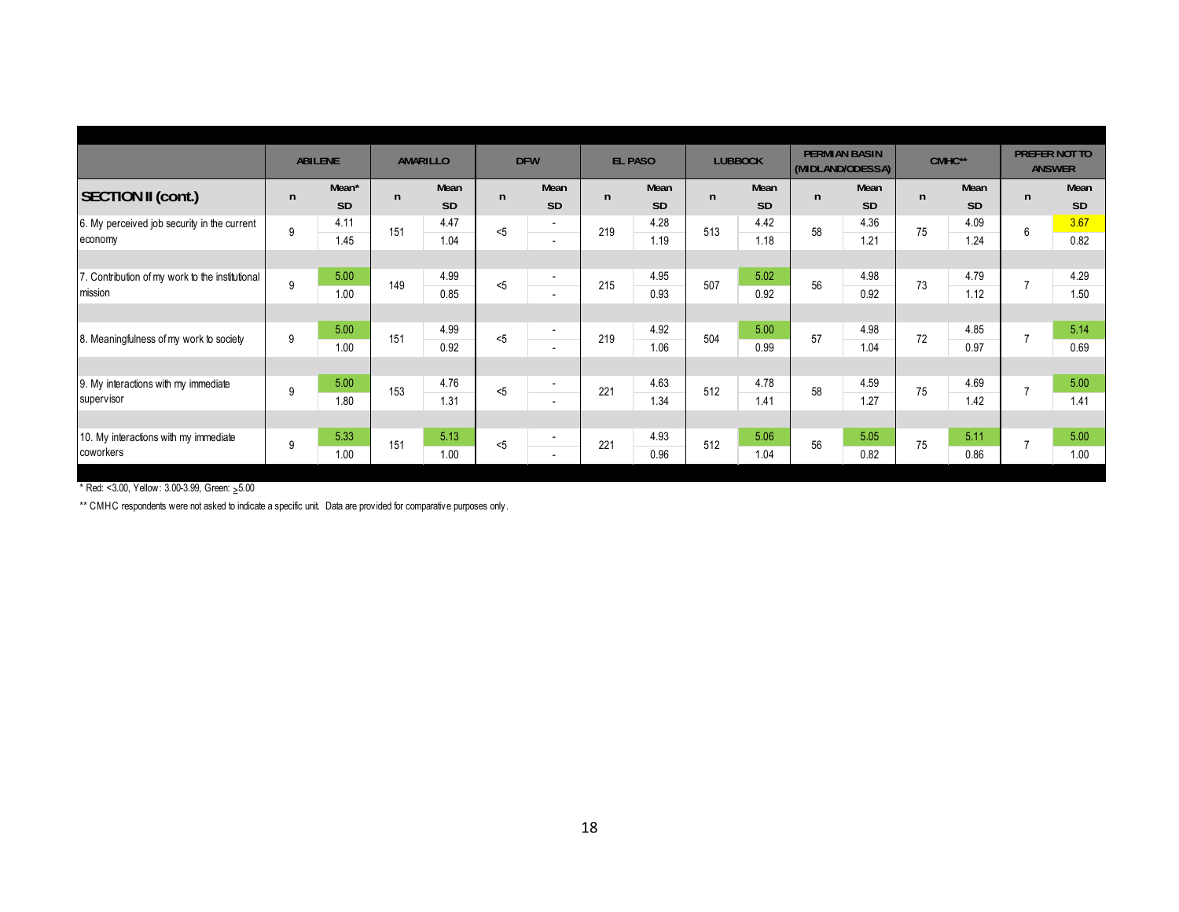| SECTION II (cont.) | ABILENE | | AMARILLO | | DFW | | EL PASO | | LUBBOCK | | PERMIAN BASIN (MIDLAND/ODESSA) | | CMHC** | | PREFER NOT TO ANSWER | |
|---|---|---|---|---|---|---|---|---|---|---|---|---|---|---|---|---|
| | n | Mean* / SD | n | Mean / SD | n | Mean / SD | n | Mean / SD | n | Mean / SD | n | Mean / SD | n | Mean / SD | n | Mean / SD |
| 6. My perceived job security in the current economy | 9 | 4.11 / 1.45 | 151 | 4.47 / 1.04 | <5 | - / - | 219 | 4.28 / 1.19 | 513 | 4.42 / 1.18 | 58 | 4.36 / 1.21 | 75 | 4.09 / 1.24 | 6 | 3.67 / 0.82 |
| 7. Contribution of my work to the institutional mission | 9 | 5.00 / 1.00 | 149 | 4.99 / 0.85 | <5 | - / - | 215 | 4.95 / 0.93 | 507 | 5.02 / 0.92 | 56 | 4.98 / 0.92 | 73 | 4.79 / 1.12 | 7 | 4.29 / 1.50 |
| 8. Meaningfulness of my work to society | 9 | 5.00 / 1.00 | 151 | 4.99 / 0.92 | <5 | - / - | 219 | 4.92 / 1.06 | 504 | 5.00 / 0.99 | 57 | 4.98 / 1.04 | 72 | 4.85 / 0.97 | 7 | 5.14 / 0.69 |
| 9. My interactions with my immediate supervisor | 9 | 5.00 / 1.80 | 153 | 4.76 / 1.31 | <5 | - / - | 221 | 4.63 / 1.34 | 512 | 4.78 / 1.41 | 58 | 4.59 / 1.27 | 75 | 4.69 / 1.42 | 7 | 5.00 / 1.41 |
| 10. My interactions with my immediate coworkers | 9 | 5.33 / 1.00 | 151 | 5.13 / 1.00 | <5 | - / - | 221 | 4.93 / 0.96 | 512 | 5.06 / 1.04 | 56 | 5.05 / 0.82 | 75 | 5.11 / 0.86 | 7 | 5.00 / 1.00 |

* Red: <3.00, Yellow: 3.00-3.99, Green: ≥5.00

** CMHC respondents were not asked to indicate a specific unit. Data are provided for comparative purposes only.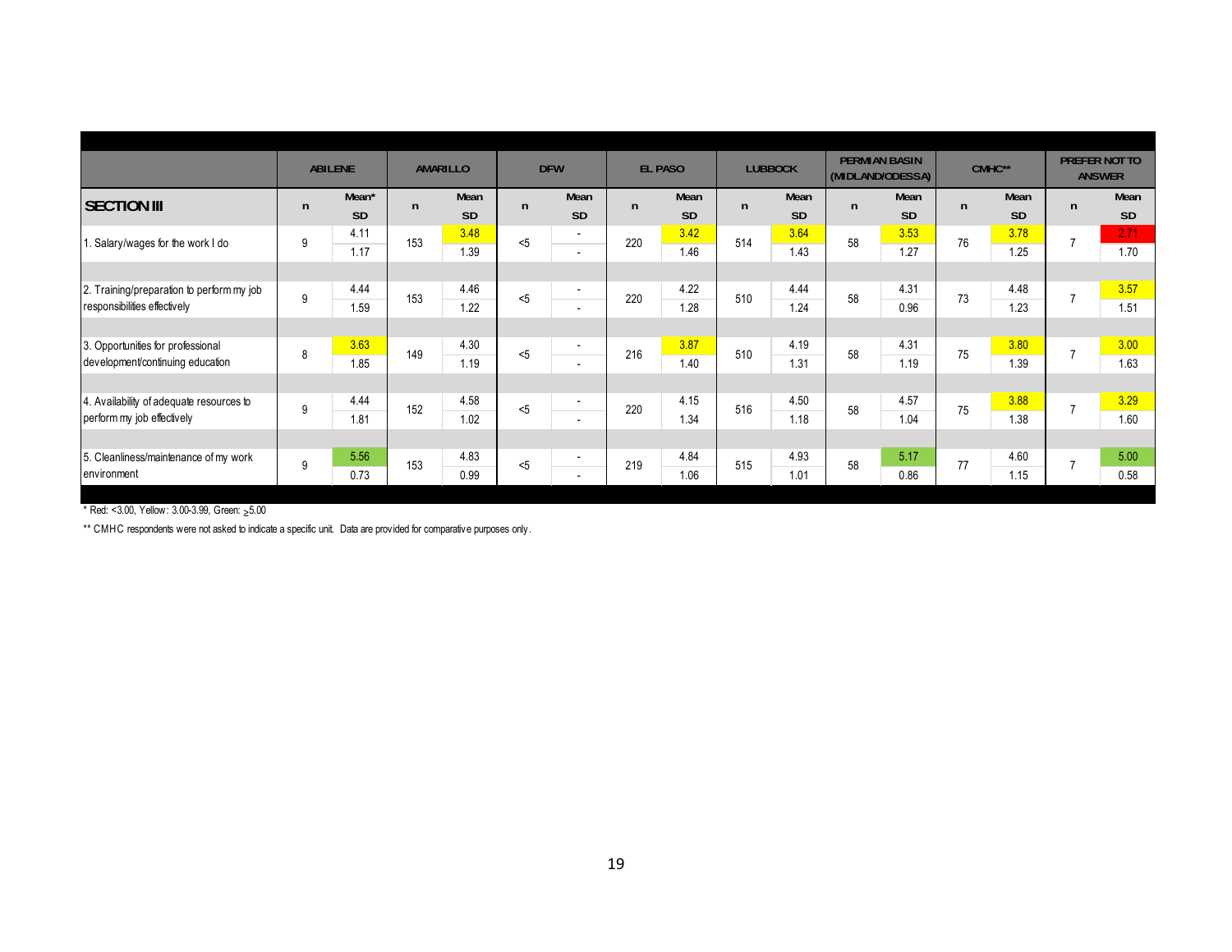| SECTION III | ABILENE | | AMARILLO | | DFW | | EL PASO | | LUBBOCK | | PERMIAN BASIN (MIDLAND/ODESSA) | | CMHC** | | PREFER NOT TO ANSWER | |
|---|---|---|---|---|---|---|---|---|---|---|---|---|---|---|---|---|
| | n | Mean* / SD | n | Mean / SD | n | Mean / SD | n | Mean / SD | n | Mean / SD | n | Mean / SD | n | Mean / SD | n | Mean / SD |
| 1. Salary/wages for the work I do | 9 | 4.11 / 1.17 | 153 | 3.48 / 1.39 | <5 | - / - | 220 | 3.42 / 1.46 | 514 | 3.64 / 1.43 | 58 | 3.53 / 1.27 | 76 | 3.78 / 1.25 | 7 | 2.71 / 1.70 |
| 2. Training/preparation to perform my job responsibilities effectively | 9 | 4.44 / 1.59 | 153 | 4.46 / 1.22 | <5 | - / - | 220 | 4.22 / 1.28 | 510 | 4.44 / 1.24 | 58 | 4.31 / 0.96 | 73 | 4.48 / 1.23 | 7 | 3.57 / 1.51 |
| 3. Opportunities for professional development/continuing education | 8 | 3.63 / 1.85 | 149 | 4.30 / 1.19 | <5 | - / - | 216 | 3.87 / 1.40 | 510 | 4.19 / 1.31 | 58 | 4.31 / 1.19 | 75 | 3.80 / 1.39 | 7 | 3.00 / 1.63 |
| 4. Availability of adequate resources to perform my job effectively | 9 | 4.44 / 1.81 | 152 | 4.58 / 1.02 | <5 | - / - | 220 | 4.15 / 1.34 | 516 | 4.50 / 1.18 | 58 | 4.57 / 1.04 | 75 | 3.88 / 1.38 | 7 | 3.29 / 1.60 |
| 5. Cleanliness/maintenance of my work environment | 9 | 5.56 / 0.73 | 153 | 4.83 / 0.99 | <5 | - / - | 219 | 4.84 / 1.06 | 515 | 4.93 / 1.01 | 58 | 5.17 / 0.86 | 77 | 4.60 / 1.15 | 7 | 5.00 / 0.58 |

* Red: <3.00, Yellow: 3.00-3.99, Green: $\geq$5.00

** CMHC respondents were not asked to indicate a specific unit. Data are provided for comparative purposes only.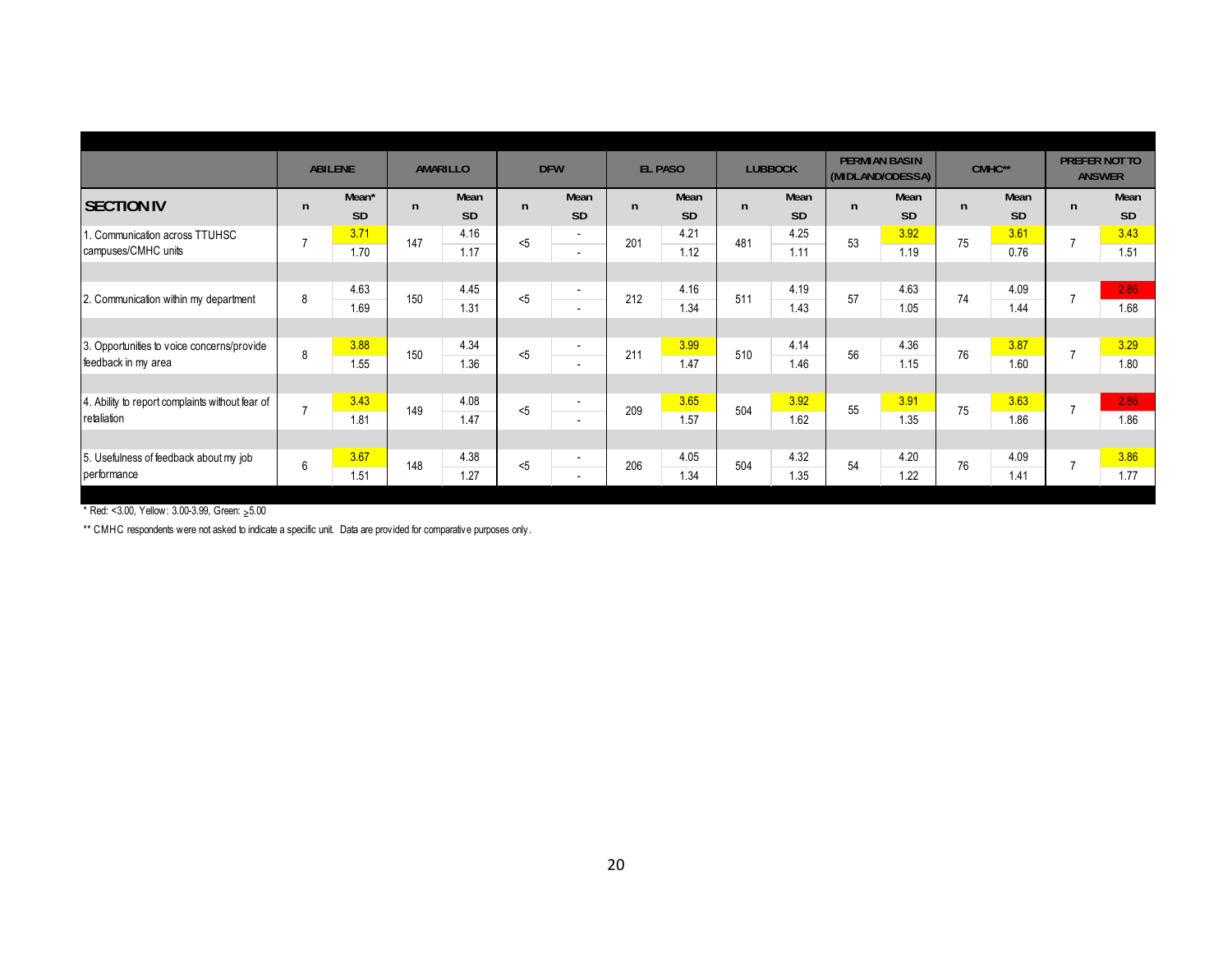| SECTION IV | ABILENE | | AMARILLO | | DFW | | EL PASO | | LUBBOCK | | PERMIAN BASIN (MIDLAND/ODESSA) | | CMHC** | | PREFER NOT TO ANSWER | |
|---|---|---|---|---|---|---|---|---|---|---|---|---|---|---|---|---|
| | n | Mean* / SD | n | Mean / SD | n | Mean / SD | n | Mean / SD | n | Mean / SD | n | Mean / SD | n | Mean / SD | n | Mean / SD |
| 1. Communication across TTUHSC campuses/CMHC units | 7 | 3.71 / 1.70 | 147 | 4.16 / 1.17 | <5 | - / - | 201 | 4.21 / 1.12 | 481 | 4.25 / 1.11 | 53 | 3.92 / 1.19 | 75 | 3.61 / 0.76 | 7 | 3.43 / 1.51 |
| 2. Communication within my department | 8 | 4.63 / 1.69 | 150 | 4.45 / 1.31 | <5 | - / - | 212 | 4.16 / 1.34 | 511 | 4.19 / 1.43 | 57 | 4.63 / 1.05 | 74 | 4.09 / 1.44 | 7 | 2.86 / 1.68 |
| 3. Opportunities to voice concerns/provide feedback in my area | 8 | 3.88 / 1.55 | 150 | 4.34 / 1.36 | <5 | - / - | 211 | 3.99 / 1.47 | 510 | 4.14 / 1.46 | 56 | 4.36 / 1.15 | 76 | 3.87 / 1.60 | 7 | 3.29 / 1.80 |
| 4. Ability to report complaints without fear of retaliation | 7 | 3.43 / 1.81 | 149 | 4.08 / 1.47 | <5 | - / - | 209 | 3.65 / 1.57 | 504 | 3.92 / 1.62 | 55 | 3.91 / 1.35 | 75 | 3.63 / 1.86 | 7 | 2.86 / 1.86 |
| 5. Usefulness of feedback about my job performance | 6 | 3.67 / 1.51 | 148 | 4.38 / 1.27 | <5 | - / - | 206 | 4.05 / 1.34 | 504 | 4.32 / 1.35 | 54 | 4.20 / 1.22 | 76 | 4.09 / 1.41 | 7 | 3.86 / 1.77 |

* Red: <3.00, Yellow: 3.00-3.99, Green: $\geq$5.00

** CMHC respondents were not asked to indicate a specific unit. Data are provided for comparative purposes only.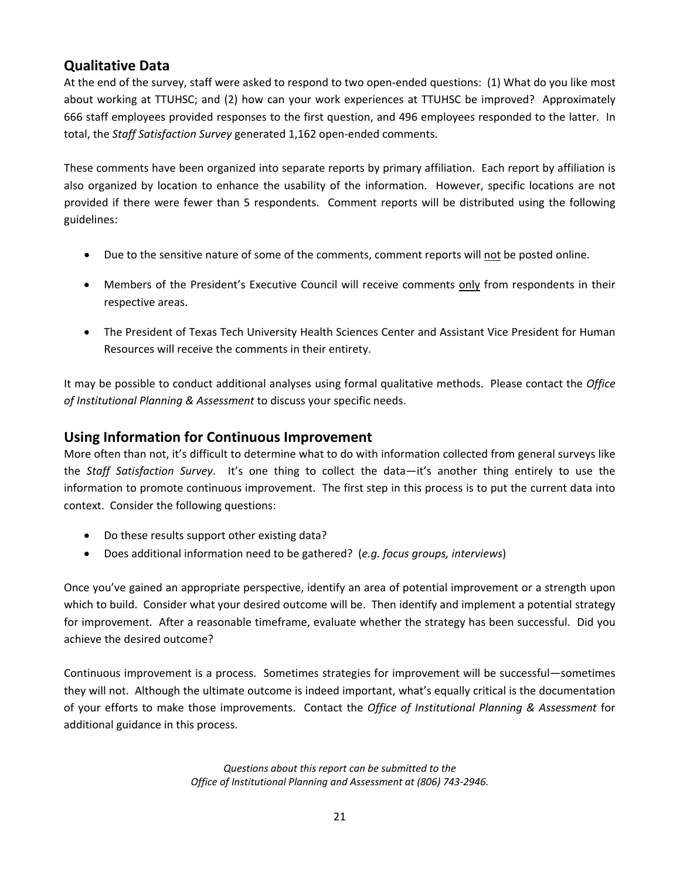## Qualitative Data

At the end of the survey, staff were asked to respond to two open-ended questions: (1) What do you like most about working at TTUHSC; and (2) how can your work experiences at TTUHSC be improved? Approximately 666 staff employees provided responses to the first question, and 496 employees responded to the latter. In total, the *Staff Satisfaction Survey* generated 1,162 open-ended comments.

These comments have been organized into separate reports by primary affiliation. Each report by affiliation is also organized by location to enhance the usability of the information. However, specific locations are not provided if there were fewer than 5 respondents. Comment reports will be distributed using the following guidelines:

- Due to the sensitive nature of some of the comments, comment reports will <u>not</u> be posted online.
- Members of the President's Executive Council will receive comments <u>only</u> from respondents in their respective areas.
- The President of Texas Tech University Health Sciences Center and Assistant Vice President for Human Resources will receive the comments in their entirety.

It may be possible to conduct additional analyses using formal qualitative methods. Please contact the *Office of Institutional Planning & Assessment* to discuss your specific needs.

## Using Information for Continuous Improvement

More often than not, it's difficult to determine what to do with information collected from general surveys like the *Staff Satisfaction Survey*. It's one thing to collect the data—it's another thing entirely to use the information to promote continuous improvement. The first step in this process is to put the current data into context. Consider the following questions:

- Do these results support other existing data?
- Does additional information need to be gathered? (*e.g. focus groups, interviews*)

Once you've gained an appropriate perspective, identify an area of potential improvement or a strength upon which to build. Consider what your desired outcome will be. Then identify and implement a potential strategy for improvement. After a reasonable timeframe, evaluate whether the strategy has been successful. Did you achieve the desired outcome?

Continuous improvement is a process. Sometimes strategies for improvement will be successful—sometimes they will not. Although the ultimate outcome is indeed important, what's equally critical is the documentation of your efforts to make those improvements. Contact the *Office of Institutional Planning & Assessment* for additional guidance in this process.

*Questions about this report can be submitted to the*
*Office of Institutional Planning and Assessment at (806) 743-2946.*